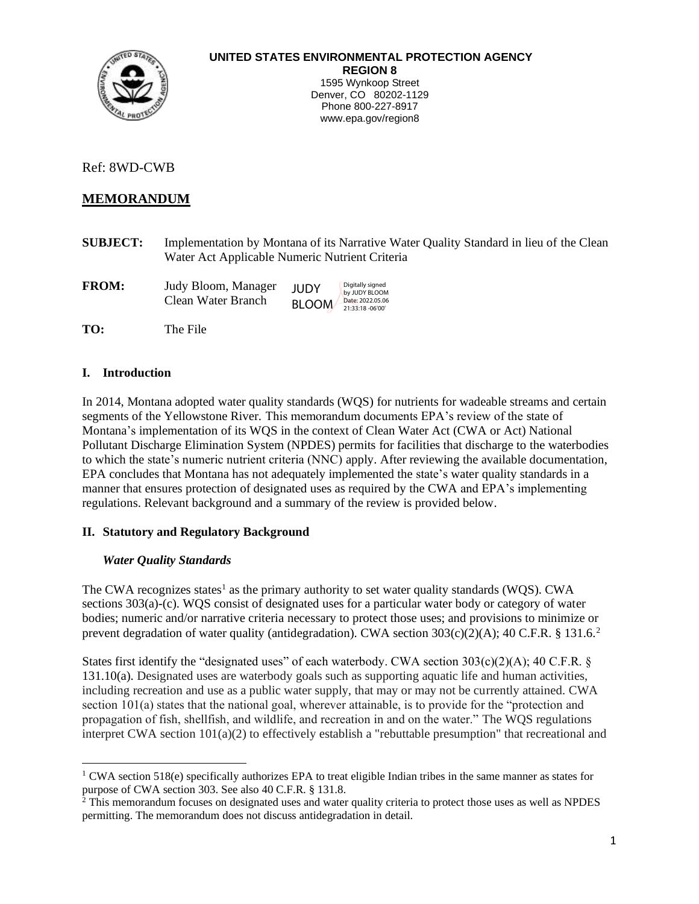**UNITED STATES ENVIRONMENTAL PROTECTION AGENCY**
**REGION 8**
1595 Wynkoop Street
Denver, CO 80202-1129
Phone 800-227-8917
www.epa.gov/region8

Ref: 8WD-CWB

## MEMORANDUM

**SUBJECT:** Implementation by Montana of its Narrative Water Quality Standard in lieu of the Clean Water Act Applicable Numeric Nutrient Criteria

**FROM:** Judy Bloom, Manager, Clean Water Branch — JUDY BLOOM (Digitally signed by JUDY BLOOM Date: 2022.05.06 21:33:18 -06'00')

**TO:** The File

### I. Introduction

In 2014, Montana adopted water quality standards (WQS) for nutrients for wadeable streams and certain segments of the Yellowstone River. This memorandum documents EPA's review of the state of Montana's implementation of its WQS in the context of Clean Water Act (CWA or Act) National Pollutant Discharge Elimination System (NPDES) permits for facilities that discharge to the waterbodies to which the state's numeric nutrient criteria (NNC) apply. After reviewing the available documentation, EPA concludes that Montana has not adequately implemented the state's water quality standards in a manner that ensures protection of designated uses as required by the CWA and EPA's implementing regulations. Relevant background and a summary of the review is provided below.

### II. Statutory and Regulatory Background

#### *Water Quality Standards*

The CWA recognizes states[1] as the primary authority to set water quality standards (WQS). CWA sections 303(a)-(c). WQS consist of designated uses for a particular water body or category of water bodies; numeric and/or narrative criteria necessary to protect those uses; and provisions to minimize or prevent degradation of water quality (antidegradation). CWA section 303(c)(2)(A); 40 C.F.R. § 131.6.[2]

States first identify the "designated uses" of each waterbody. CWA section 303(c)(2)(A); 40 C.F.R. § 131.10(a). Designated uses are waterbody goals such as supporting aquatic life and human activities, including recreation and use as a public water supply, that may or may not be currently attained. CWA section 101(a) states that the national goal, wherever attainable, is to provide for the "protection and propagation of fish, shellfish, and wildlife, and recreation in and on the water." The WQS regulations interpret CWA section 101(a)(2) to effectively establish a "rebuttable presumption" that recreational and

---

[1] CWA section 518(e) specifically authorizes EPA to treat eligible Indian tribes in the same manner as states for purpose of CWA section 303. See also 40 C.F.R. § 131.8.

[2] This memorandum focuses on designated uses and water quality criteria to protect those uses as well as NPDES permitting. The memorandum does not discuss antidegradation in detail.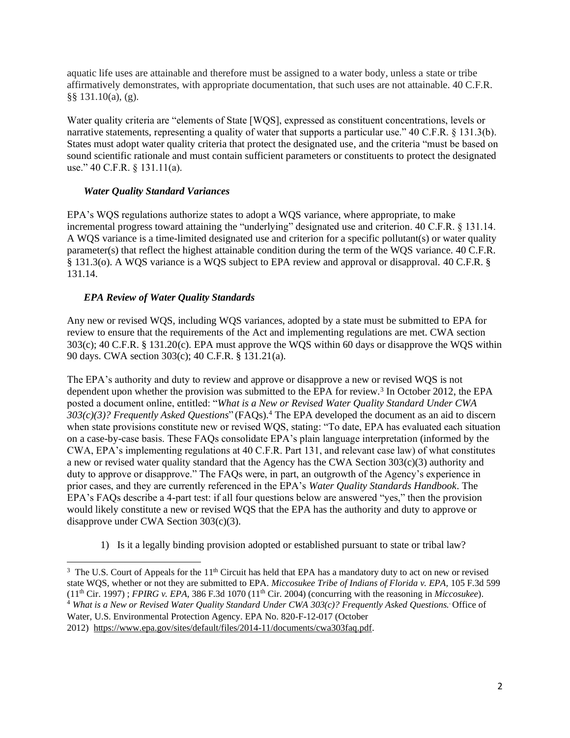aquatic life uses are attainable and therefore must be assigned to a water body, unless a state or tribe affirmatively demonstrates, with appropriate documentation, that such uses are not attainable. 40 C.F.R. §§ 131.10(a), (g).

Water quality criteria are "elements of State [WQS], expressed as constituent concentrations, levels or narrative statements, representing a quality of water that supports a particular use." 40 C.F.R. § 131.3(b). States must adopt water quality criteria that protect the designated use, and the criteria "must be based on sound scientific rationale and must contain sufficient parameters or constituents to protect the designated use." 40 C.F.R. § 131.11(a).

### *Water Quality Standard Variances*

EPA's WQS regulations authorize states to adopt a WQS variance, where appropriate, to make incremental progress toward attaining the "underlying" designated use and criterion. 40 C.F.R. § 131.14. A WQS variance is a time-limited designated use and criterion for a specific pollutant(s) or water quality parameter(s) that reflect the highest attainable condition during the term of the WQS variance. 40 C.F.R. § 131.3(o). A WQS variance is a WQS subject to EPA review and approval or disapproval. 40 C.F.R. § 131.14.

### *EPA Review of Water Quality Standards*

Any new or revised WQS, including WQS variances, adopted by a state must be submitted to EPA for review to ensure that the requirements of the Act and implementing regulations are met. CWA section 303(c); 40 C.F.R. § 131.20(c). EPA must approve the WQS within 60 days or disapprove the WQS within 90 days. CWA section 303(c); 40 C.F.R. § 131.21(a).

The EPA's authority and duty to review and approve or disapprove a new or revised WQS is not dependent upon whether the provision was submitted to the EPA for review.[3] In October 2012, the EPA posted a document online, entitled: "*What is a New or Revised Water Quality Standard Under CWA 303(c)(3)? Frequently Asked Questions*" (FAQs).[4] The EPA developed the document as an aid to discern when state provisions constitute new or revised WQS, stating: "To date, EPA has evaluated each situation on a case-by-case basis. These FAQs consolidate EPA's plain language interpretation (informed by the CWA, EPA's implementing regulations at 40 C.F.R. Part 131, and relevant case law) of what constitutes a new or revised water quality standard that the Agency has the CWA Section 303(c)(3) authority and duty to approve or disapprove." The FAQs were, in part, an outgrowth of the Agency's experience in prior cases, and they are currently referenced in the EPA's *Water Quality Standards Handbook*. The EPA's FAQs describe a 4-part test: if all four questions below are answered "yes," then the provision would likely constitute a new or revised WQS that the EPA has the authority and duty to approve or disapprove under CWA Section 303(c)(3).

1) Is it a legally binding provision adopted or established pursuant to state or tribal law?

---

[3] The U.S. Court of Appeals for the 11th Circuit has held that EPA has a mandatory duty to act on new or revised state WQS, whether or not they are submitted to EPA. *Miccosukee Tribe of Indians of Florida v. EPA*, 105 F.3d 599 (11th Cir. 1997) ; *FPIRG v. EPA*, 386 F.3d 1070 (11th Cir. 2004) (concurring with the reasoning in *Miccosukee*).

[4] *What is a New or Revised Water Quality Standard Under CWA 303(c)? Frequently Asked Questions.* Office of Water, U.S. Environmental Protection Agency. EPA No. 820-F-12-017 (October 2012) https://www.epa.gov/sites/default/files/2014-11/documents/cwa303faq.pdf.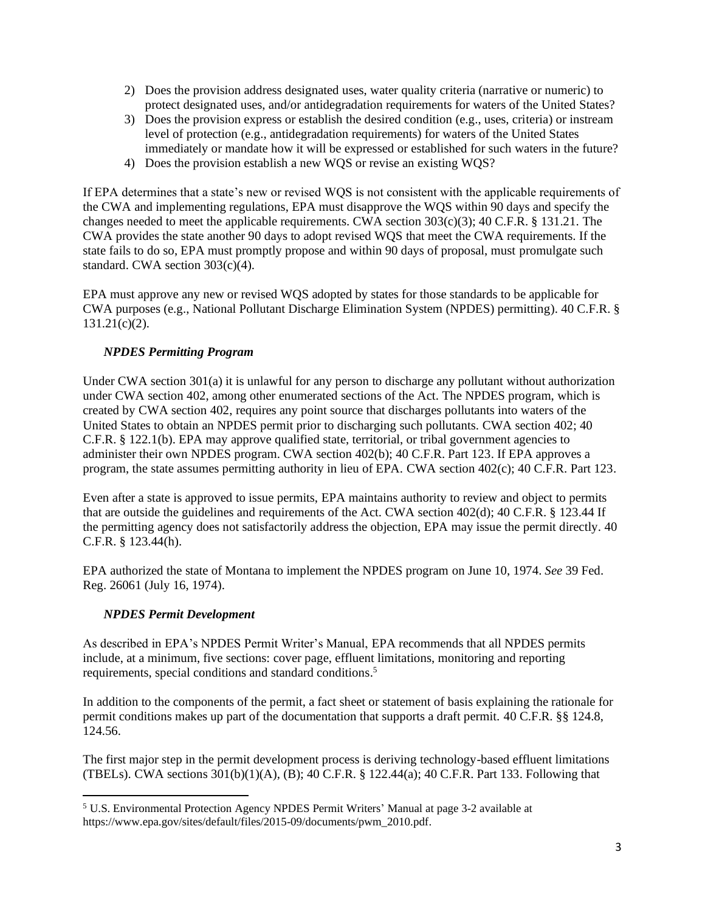2) Does the provision address designated uses, water quality criteria (narrative or numeric) to protect designated uses, and/or antidegradation requirements for waters of the United States?
3) Does the provision express or establish the desired condition (e.g., uses, criteria) or instream level of protection (e.g., antidegradation requirements) for waters of the United States immediately or mandate how it will be expressed or established for such waters in the future?
4) Does the provision establish a new WQS or revise an existing WQS?

If EPA determines that a state's new or revised WQS is not consistent with the applicable requirements of the CWA and implementing regulations, EPA must disapprove the WQS within 90 days and specify the changes needed to meet the applicable requirements. CWA section 303(c)(3); 40 C.F.R. § 131.21. The CWA provides the state another 90 days to adopt revised WQS that meet the CWA requirements. If the state fails to do so, EPA must promptly propose and within 90 days of proposal, must promulgate such standard. CWA section 303(c)(4).

EPA must approve any new or revised WQS adopted by states for those standards to be applicable for CWA purposes (e.g., National Pollutant Discharge Elimination System (NPDES) permitting). 40 C.F.R. § 131.21(c)(2).

***NPDES Permitting Program***

Under CWA section 301(a) it is unlawful for any person to discharge any pollutant without authorization under CWA section 402, among other enumerated sections of the Act. The NPDES program, which is created by CWA section 402, requires any point source that discharges pollutants into waters of the United States to obtain an NPDES permit prior to discharging such pollutants. CWA section 402; 40 C.F.R. § 122.1(b). EPA may approve qualified state, territorial, or tribal government agencies to administer their own NPDES program. CWA section 402(b); 40 C.F.R. Part 123. If EPA approves a program, the state assumes permitting authority in lieu of EPA. CWA section 402(c); 40 C.F.R. Part 123.

Even after a state is approved to issue permits, EPA maintains authority to review and object to permits that are outside the guidelines and requirements of the Act. CWA section 402(d); 40 C.F.R. § 123.44 If the permitting agency does not satisfactorily address the objection, EPA may issue the permit directly. 40 C.F.R. § 123.44(h).

EPA authorized the state of Montana to implement the NPDES program on June 10, 1974. *See* 39 Fed. Reg. 26061 (July 16, 1974).

***NPDES Permit Development***

As described in EPA's NPDES Permit Writer's Manual, EPA recommends that all NPDES permits include, at a minimum, five sections: cover page, effluent limitations, monitoring and reporting requirements, special conditions and standard conditions.[5]

In addition to the components of the permit, a fact sheet or statement of basis explaining the rationale for permit conditions makes up part of the documentation that supports a draft permit. 40 C.F.R. §§ 124.8, 124.56.

The first major step in the permit development process is deriving technology-based effluent limitations (TBELs). CWA sections 301(b)(1)(A), (B); 40 C.F.R. § 122.44(a); 40 C.F.R. Part 133. Following that

[5] U.S. Environmental Protection Agency NPDES Permit Writers' Manual at page 3-2 available at https://www.epa.gov/sites/default/files/2015-09/documents/pwm_2010.pdf.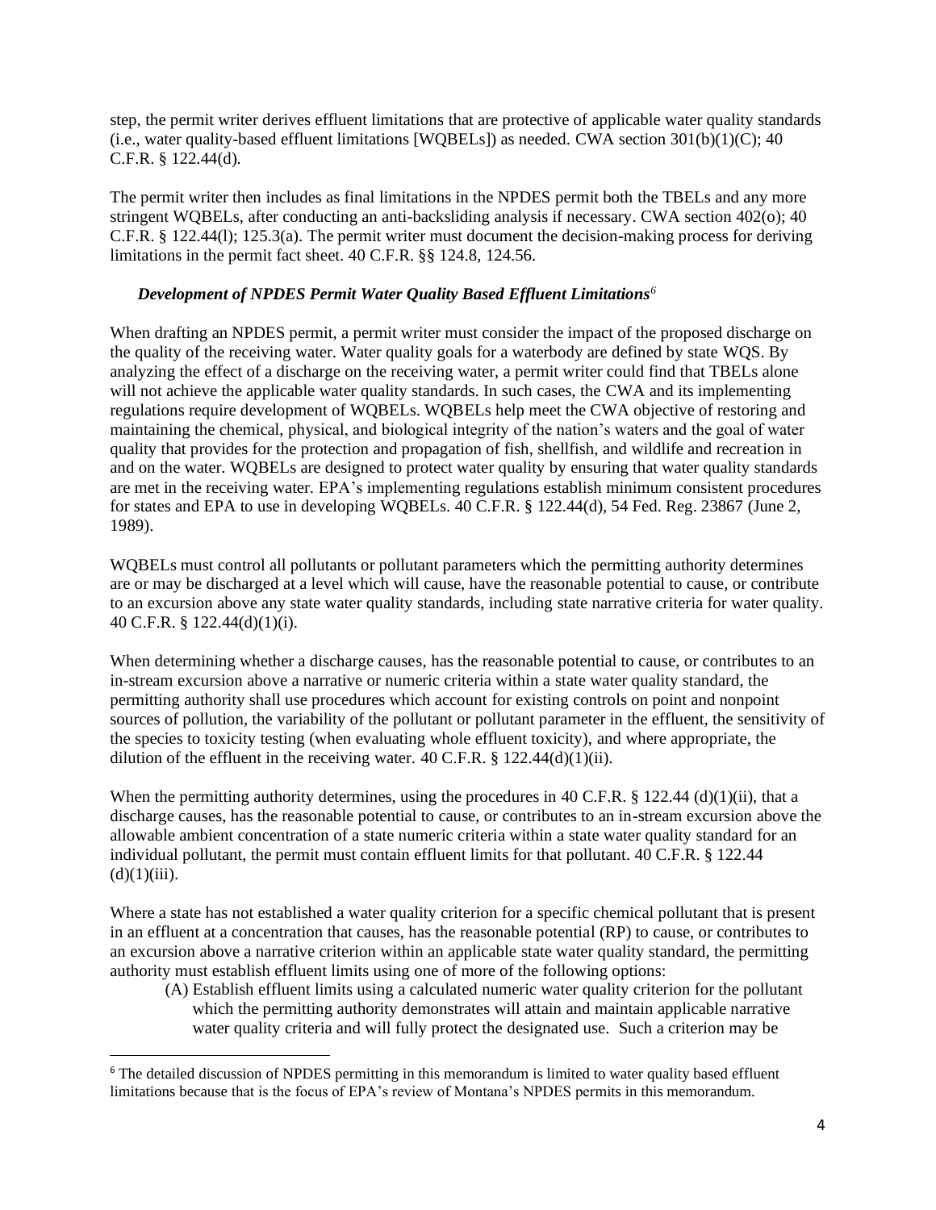step, the permit writer derives effluent limitations that are protective of applicable water quality standards (i.e., water quality-based effluent limitations [WQBELs]) as needed. CWA section 301(b)(1)(C); 40 C.F.R. § 122.44(d).

The permit writer then includes as final limitations in the NPDES permit both the TBELs and any more stringent WQBELs, after conducting an anti-backsliding analysis if necessary. CWA section 402(o); 40 C.F.R. § 122.44(l); 125.3(a). The permit writer must document the decision-making process for deriving limitations in the permit fact sheet. 40 C.F.R. §§ 124.8, 124.56.

***Development of NPDES Permit Water Quality Based Effluent Limitations***[6]

When drafting an NPDES permit, a permit writer must consider the impact of the proposed discharge on the quality of the receiving water. Water quality goals for a waterbody are defined by state WQS. By analyzing the effect of a discharge on the receiving water, a permit writer could find that TBELs alone will not achieve the applicable water quality standards. In such cases, the CWA and its implementing regulations require development of WQBELs. WQBELs help meet the CWA objective of restoring and maintaining the chemical, physical, and biological integrity of the nation's waters and the goal of water quality that provides for the protection and propagation of fish, shellfish, and wildlife and recreation in and on the water. WQBELs are designed to protect water quality by ensuring that water quality standards are met in the receiving water. EPA's implementing regulations establish minimum consistent procedures for states and EPA to use in developing WQBELs. 40 C.F.R. § 122.44(d), 54 Fed. Reg. 23867 (June 2, 1989).

WQBELs must control all pollutants or pollutant parameters which the permitting authority determines are or may be discharged at a level which will cause, have the reasonable potential to cause, or contribute to an excursion above any state water quality standards, including state narrative criteria for water quality. 40 C.F.R. § 122.44(d)(1)(i).

When determining whether a discharge causes, has the reasonable potential to cause, or contributes to an in-stream excursion above a narrative or numeric criteria within a state water quality standard, the permitting authority shall use procedures which account for existing controls on point and nonpoint sources of pollution, the variability of the pollutant or pollutant parameter in the effluent, the sensitivity of the species to toxicity testing (when evaluating whole effluent toxicity), and where appropriate, the dilution of the effluent in the receiving water. 40 C.F.R. § 122.44(d)(1)(ii).

When the permitting authority determines, using the procedures in 40 C.F.R. § 122.44 (d)(1)(ii), that a discharge causes, has the reasonable potential to cause, or contributes to an in-stream excursion above the allowable ambient concentration of a state numeric criteria within a state water quality standard for an individual pollutant, the permit must contain effluent limits for that pollutant. 40 C.F.R. § 122.44 (d)(1)(iii).

Where a state has not established a water quality criterion for a specific chemical pollutant that is present in an effluent at a concentration that causes, has the reasonable potential (RP) to cause, or contributes to an excursion above a narrative criterion within an applicable state water quality standard, the permitting authority must establish effluent limits using one of more of the following options:

(A) Establish effluent limits using a calculated numeric water quality criterion for the pollutant which the permitting authority demonstrates will attain and maintain applicable narrative water quality criteria and will fully protect the designated use. Such a criterion may be

[6] The detailed discussion of NPDES permitting in this memorandum is limited to water quality based effluent limitations because that is the focus of EPA's review of Montana's NPDES permits in this memorandum.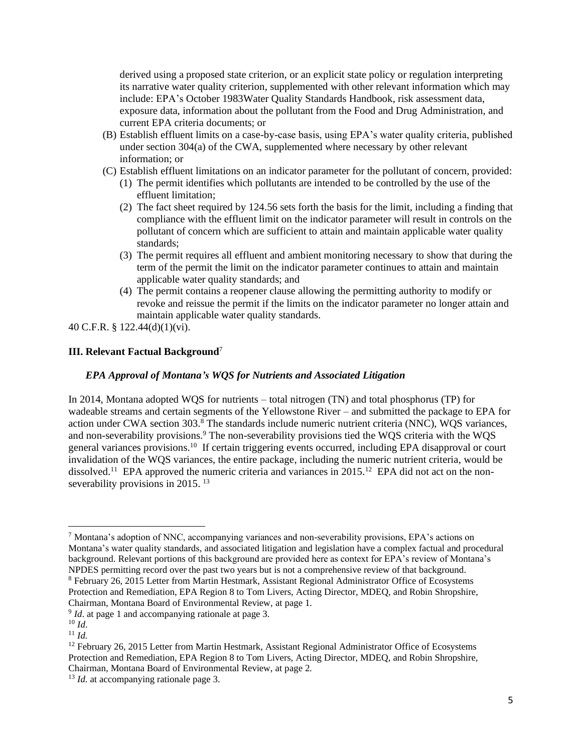derived using a proposed state criterion, or an explicit state policy or regulation interpreting its narrative water quality criterion, supplemented with other relevant information which may include: EPA's October 1983Water Quality Standards Handbook, risk assessment data, exposure data, information about the pollutant from the Food and Drug Administration, and current EPA criteria documents; or

(B) Establish effluent limits on a case-by-case basis, using EPA's water quality criteria, published under section 304(a) of the CWA, supplemented where necessary by other relevant information; or

(C) Establish effluent limitations on an indicator parameter for the pollutant of concern, provided:

(1) The permit identifies which pollutants are intended to be controlled by the use of the effluent limitation;

(2) The fact sheet required by 124.56 sets forth the basis for the limit, including a finding that compliance with the effluent limit on the indicator parameter will result in controls on the pollutant of concern which are sufficient to attain and maintain applicable water quality standards;

(3) The permit requires all effluent and ambient monitoring necessary to show that during the term of the permit the limit on the indicator parameter continues to attain and maintain applicable water quality standards; and

(4) The permit contains a reopener clause allowing the permitting authority to modify or revoke and reissue the permit if the limits on the indicator parameter no longer attain and maintain applicable water quality standards.

40 C.F.R. § 122.44(d)(1)(vi).

## III. Relevant Factual Background[7]

### *EPA Approval of Montana's WQS for Nutrients and Associated Litigation*

In 2014, Montana adopted WQS for nutrients – total nitrogen (TN) and total phosphorus (TP) for wadeable streams and certain segments of the Yellowstone River – and submitted the package to EPA for action under CWA section 303.[8] The standards include numeric nutrient criteria (NNC), WQS variances, and non-severability provisions.[9] The non-severability provisions tied the WQS criteria with the WQS general variances provisions.[10] If certain triggering events occurred, including EPA disapproval or court invalidation of the WQS variances, the entire package, including the numeric nutrient criteria, would be dissolved.[11] EPA approved the numeric criteria and variances in 2015.[12] EPA did not act on the non-severability provisions in 2015. [13]

---

[7] Montana's adoption of NNC, accompanying variances and non-severability provisions, EPA's actions on Montana's water quality standards, and associated litigation and legislation have a complex factual and procedural background. Relevant portions of this background are provided here as context for EPA's review of Montana's NPDES permitting record over the past two years but is not a comprehensive review of that background.

[8] February 26, 2015 Letter from Martin Hestmark, Assistant Regional Administrator Office of Ecosystems Protection and Remediation, EPA Region 8 to Tom Livers, Acting Director, MDEQ, and Robin Shropshire, Chairman, Montana Board of Environmental Review, at page 1.

[9] *Id*. at page 1 and accompanying rationale at page 3.

[10] *Id*.

[11] *Id.*

[12] February 26, 2015 Letter from Martin Hestmark, Assistant Regional Administrator Office of Ecosystems Protection and Remediation, EPA Region 8 to Tom Livers, Acting Director, MDEQ, and Robin Shropshire, Chairman, Montana Board of Environmental Review, at page 2.

[13] *Id.* at accompanying rationale page 3.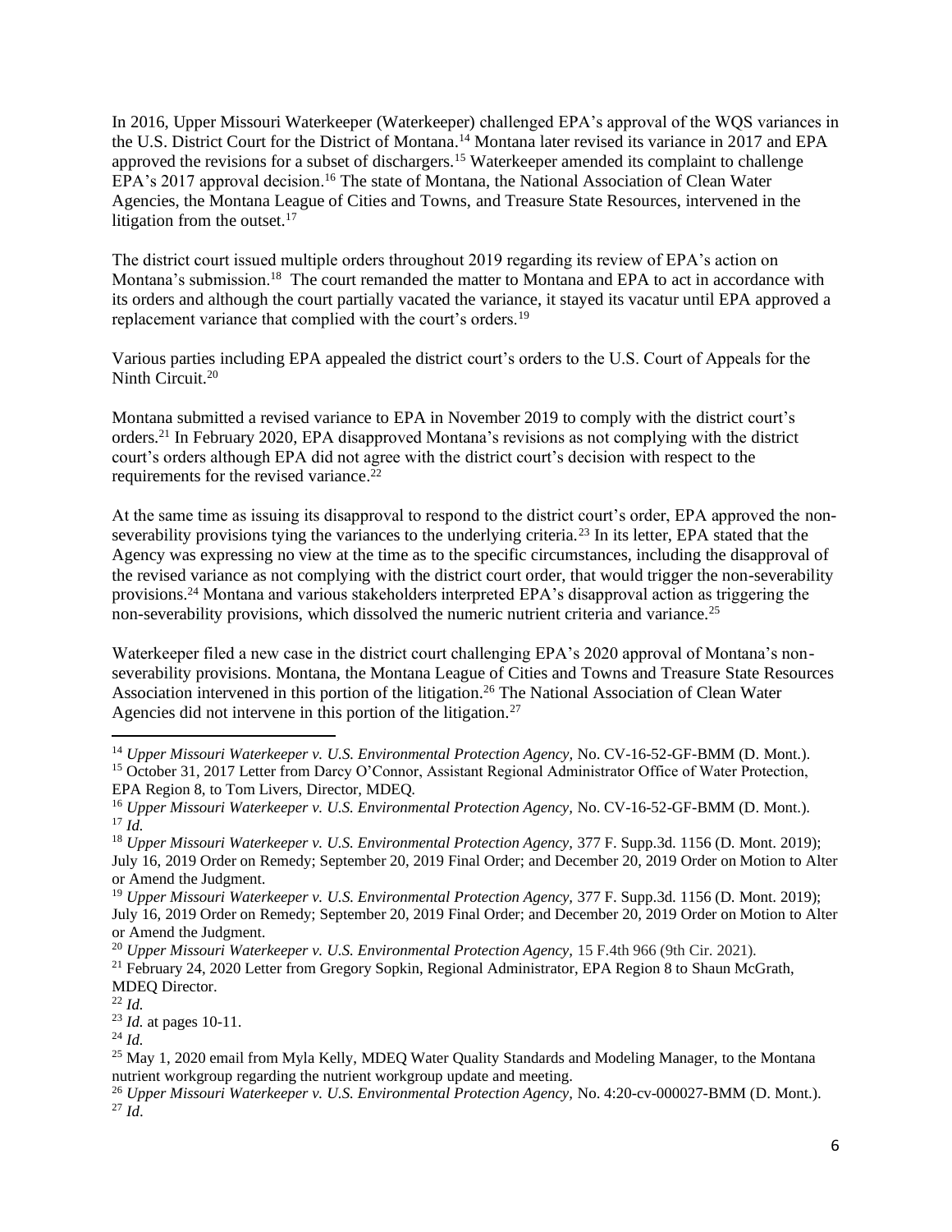In 2016, Upper Missouri Waterkeeper (Waterkeeper) challenged EPA's approval of the WQS variances in the U.S. District Court for the District of Montana.[14] Montana later revised its variance in 2017 and EPA approved the revisions for a subset of dischargers.[15] Waterkeeper amended its complaint to challenge EPA's 2017 approval decision.[16] The state of Montana, the National Association of Clean Water Agencies, the Montana League of Cities and Towns, and Treasure State Resources, intervened in the litigation from the outset.[17]

The district court issued multiple orders throughout 2019 regarding its review of EPA's action on Montana's submission.[18] The court remanded the matter to Montana and EPA to act in accordance with its orders and although the court partially vacated the variance, it stayed its vacatur until EPA approved a replacement variance that complied with the court's orders.[19]

Various parties including EPA appealed the district court's orders to the U.S. Court of Appeals for the Ninth Circuit.[20]

Montana submitted a revised variance to EPA in November 2019 to comply with the district court's orders.[21] In February 2020, EPA disapproved Montana's revisions as not complying with the district court's orders although EPA did not agree with the district court's decision with respect to the requirements for the revised variance.[22]

At the same time as issuing its disapproval to respond to the district court's order, EPA approved the non-severability provisions tying the variances to the underlying criteria.[23] In its letter, EPA stated that the Agency was expressing no view at the time as to the specific circumstances, including the disapproval of the revised variance as not complying with the district court order, that would trigger the non-severability provisions.[24] Montana and various stakeholders interpreted EPA's disapproval action as triggering the non-severability provisions, which dissolved the numeric nutrient criteria and variance.[25]

Waterkeeper filed a new case in the district court challenging EPA's 2020 approval of Montana's non-severability provisions. Montana, the Montana League of Cities and Towns and Treasure State Resources Association intervened in this portion of the litigation.[26] The National Association of Clean Water Agencies did not intervene in this portion of the litigation.[27]

---

[14] *Upper Missouri Waterkeeper v. U.S. Environmental Protection Agency,* No. CV-16-52-GF-BMM (D. Mont.).
[15] October 31, 2017 Letter from Darcy O'Connor, Assistant Regional Administrator Office of Water Protection, EPA Region 8, to Tom Livers, Director, MDEQ.
[16] *Upper Missouri Waterkeeper v. U.S. Environmental Protection Agency,* No. CV-16-52-GF-BMM (D. Mont.).
[17] *Id.*
[18] *Upper Missouri Waterkeeper v. U.S. Environmental Protection Agency,* 377 F. Supp.3d. 1156 (D. Mont. 2019); July 16, 2019 Order on Remedy; September 20, 2019 Final Order; and December 20, 2019 Order on Motion to Alter or Amend the Judgment.
[19] *Upper Missouri Waterkeeper v. U.S. Environmental Protection Agency,* 377 F. Supp.3d. 1156 (D. Mont. 2019); July 16, 2019 Order on Remedy; September 20, 2019 Final Order; and December 20, 2019 Order on Motion to Alter or Amend the Judgment.
[20] *Upper Missouri Waterkeeper v. U.S. Environmental Protection Agency,* 15 F.4th 966 (9th Cir. 2021).
[21] February 24, 2020 Letter from Gregory Sopkin, Regional Administrator, EPA Region 8 to Shaun McGrath, MDEQ Director.
[22] *Id.*
[23] *Id.* at pages 10-11.
[24] *Id.*
[25] May 1, 2020 email from Myla Kelly, MDEQ Water Quality Standards and Modeling Manager, to the Montana nutrient workgroup regarding the nutrient workgroup update and meeting.
[26] *Upper Missouri Waterkeeper v. U.S. Environmental Protection Agency,* No. 4:20-cv-000027-BMM (D. Mont.).
[27] *Id.*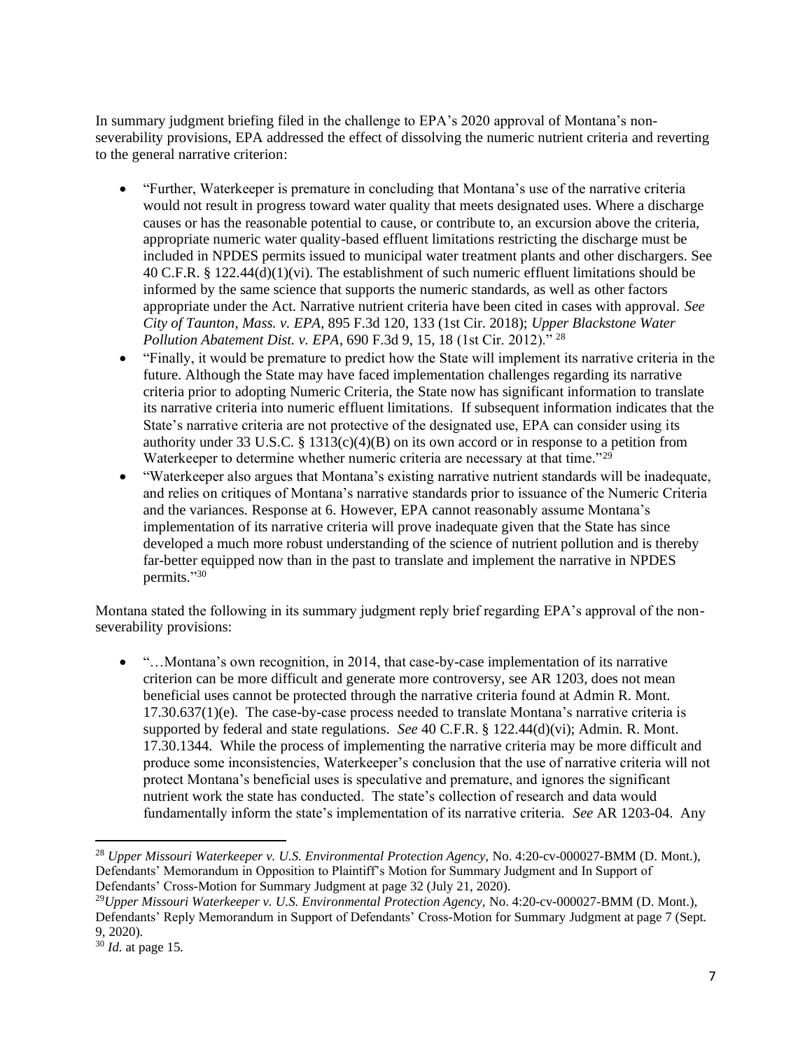In summary judgment briefing filed in the challenge to EPA's 2020 approval of Montana's non-severability provisions, EPA addressed the effect of dissolving the numeric nutrient criteria and reverting to the general narrative criterion:

- "Further, Waterkeeper is premature in concluding that Montana's use of the narrative criteria would not result in progress toward water quality that meets designated uses. Where a discharge causes or has the reasonable potential to cause, or contribute to, an excursion above the criteria, appropriate numeric water quality-based effluent limitations restricting the discharge must be included in NPDES permits issued to municipal water treatment plants and other dischargers. See 40 C.F.R. § 122.44(d)(1)(vi). The establishment of such numeric effluent limitations should be informed by the same science that supports the numeric standards, as well as other factors appropriate under the Act. Narrative nutrient criteria have been cited in cases with approval. *See City of Taunton, Mass. v. EPA*, 895 F.3d 120, 133 (1st Cir. 2018); *Upper Blackstone Water Pollution Abatement Dist. v. EPA*, 690 F.3d 9, 15, 18 (1st Cir. 2012)." [28]
- "Finally, it would be premature to predict how the State will implement its narrative criteria in the future. Although the State may have faced implementation challenges regarding its narrative criteria prior to adopting Numeric Criteria, the State now has significant information to translate its narrative criteria into numeric effluent limitations. If subsequent information indicates that the State's narrative criteria are not protective of the designated use, EPA can consider using its authority under 33 U.S.C. § 1313(c)(4)(B) on its own accord or in response to a petition from Waterkeeper to determine whether numeric criteria are necessary at that time."[29]
- "Waterkeeper also argues that Montana's existing narrative nutrient standards will be inadequate, and relies on critiques of Montana's narrative standards prior to issuance of the Numeric Criteria and the variances. Response at 6. However, EPA cannot reasonably assume Montana's implementation of its narrative criteria will prove inadequate given that the State has since developed a much more robust understanding of the science of nutrient pollution and is thereby far-better equipped now than in the past to translate and implement the narrative in NPDES permits."[30]

Montana stated the following in its summary judgment reply brief regarding EPA's approval of the non-severability provisions:

- "…Montana's own recognition, in 2014, that case-by-case implementation of its narrative criterion can be more difficult and generate more controversy, see AR 1203, does not mean beneficial uses cannot be protected through the narrative criteria found at Admin R. Mont. 17.30.637(1)(e). The case-by-case process needed to translate Montana's narrative criteria is supported by federal and state regulations. *See* 40 C.F.R. § 122.44(d)(vi); Admin. R. Mont. 17.30.1344. While the process of implementing the narrative criteria may be more difficult and produce some inconsistencies, Waterkeeper's conclusion that the use of narrative criteria will not protect Montana's beneficial uses is speculative and premature, and ignores the significant nutrient work the state has conducted. The state's collection of research and data would fundamentally inform the state's implementation of its narrative criteria. *See* AR 1203-04. Any

---

[28] *Upper Missouri Waterkeeper v. U.S. Environmental Protection Agency,* No. 4:20-cv-000027-BMM (D. Mont.), Defendants' Memorandum in Opposition to Plaintiff's Motion for Summary Judgment and In Support of Defendants' Cross-Motion for Summary Judgment at page 32 (July 21, 2020).

[29] *Upper Missouri Waterkeeper v. U.S. Environmental Protection Agency,* No. 4:20-cv-000027-BMM (D. Mont.), Defendants' Reply Memorandum in Support of Defendants' Cross-Motion for Summary Judgment at page 7 (Sept. 9, 2020).

[30] *Id.* at page 15.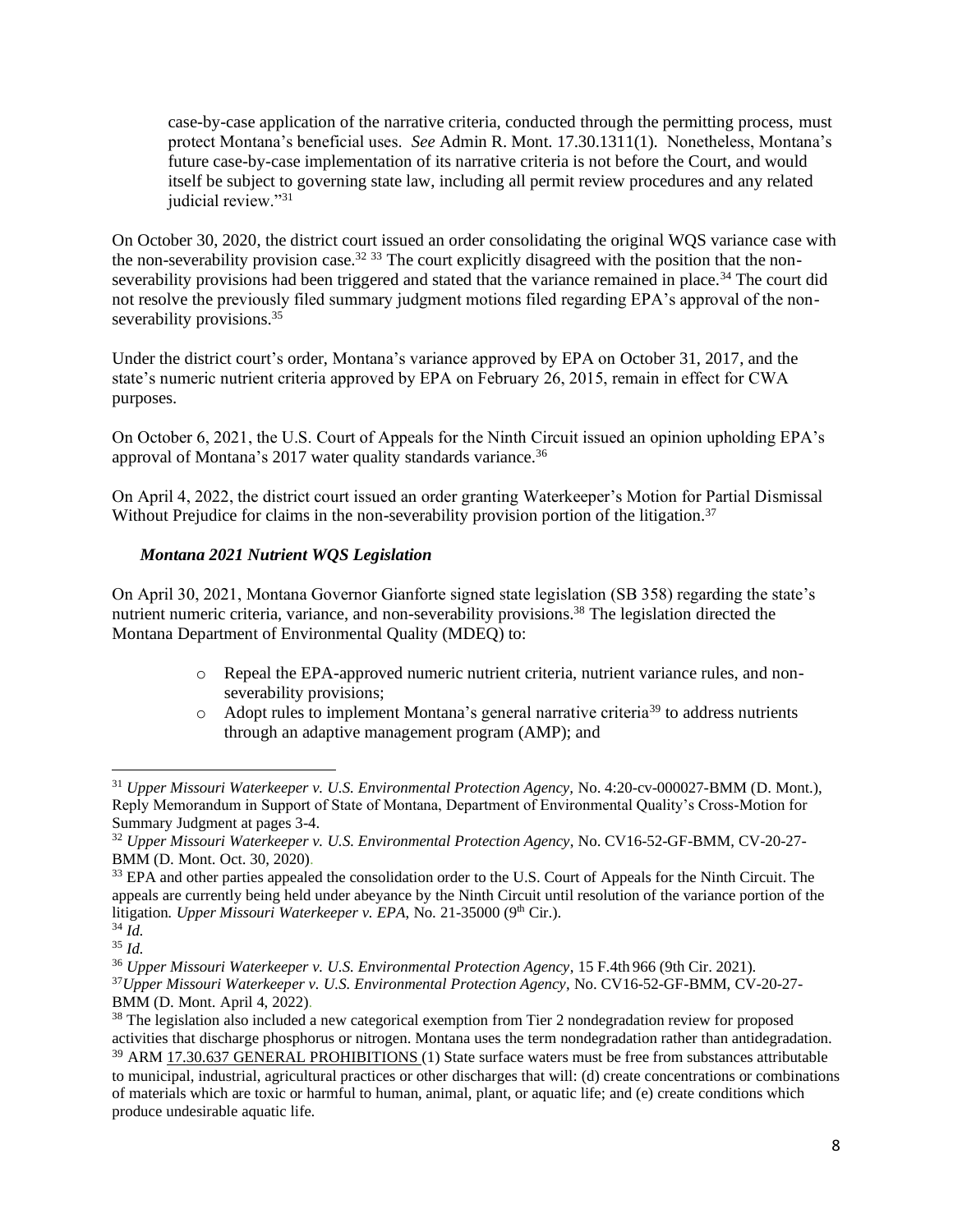case-by-case application of the narrative criteria, conducted through the permitting process, must protect Montana's beneficial uses. *See* Admin R. Mont. 17.30.1311(1). Nonetheless, Montana's future case-by-case implementation of its narrative criteria is not before the Court, and would itself be subject to governing state law, including all permit review procedures and any related judicial review."[31]

On October 30, 2020, the district court issued an order consolidating the original WQS variance case with the non-severability provision case.[32] [33] The court explicitly disagreed with the position that the non-severability provisions had been triggered and stated that the variance remained in place.[34] The court did not resolve the previously filed summary judgment motions filed regarding EPA's approval of the non-severability provisions.[35]

Under the district court's order, Montana's variance approved by EPA on October 31, 2017, and the state's numeric nutrient criteria approved by EPA on February 26, 2015, remain in effect for CWA purposes.

On October 6, 2021, the U.S. Court of Appeals for the Ninth Circuit issued an opinion upholding EPA's approval of Montana's 2017 water quality standards variance.[36]

On April 4, 2022, the district court issued an order granting Waterkeeper's Motion for Partial Dismissal Without Prejudice for claims in the non-severability provision portion of the litigation.[37]

### *Montana 2021 Nutrient WQS Legislation*

On April 30, 2021, Montana Governor Gianforte signed state legislation (SB 358) regarding the state's nutrient numeric criteria, variance, and non-severability provisions.[38] The legislation directed the Montana Department of Environmental Quality (MDEQ) to:

- Repeal the EPA-approved numeric nutrient criteria, nutrient variance rules, and non-severability provisions;
- Adopt rules to implement Montana's general narrative criteria[39] to address nutrients through an adaptive management program (AMP); and

---

[31] *Upper Missouri Waterkeeper v. U.S. Environmental Protection Agency,* No. 4:20-cv-000027-BMM (D. Mont.), Reply Memorandum in Support of State of Montana, Department of Environmental Quality's Cross-Motion for Summary Judgment at pages 3-4.

[32] *Upper Missouri Waterkeeper v. U.S. Environmental Protection Agency*, No. CV16-52-GF-BMM, CV-20-27-BMM (D. Mont. Oct. 30, 2020).

[33] EPA and other parties appealed the consolidation order to the U.S. Court of Appeals for the Ninth Circuit. The appeals are currently being held under abeyance by the Ninth Circuit until resolution of the variance portion of the litigation. *Upper Missouri Waterkeeper v. EPA*, No. 21-35000 (9th Cir.).

[34] *Id.*

[35] *Id.*

[36] *Upper Missouri Waterkeeper v. U.S. Environmental Protection Agency*, 15 F.4th 966 (9th Cir. 2021).

[37] *Upper Missouri Waterkeeper v. U.S. Environmental Protection Agency*, No. CV16-52-GF-BMM, CV-20-27-BMM (D. Mont. April 4, 2022).

[38] The legislation also included a new categorical exemption from Tier 2 nondegradation review for proposed activities that discharge phosphorus or nitrogen. Montana uses the term nondegradation rather than antidegradation.

[39] ARM 17.30.637 GENERAL PROHIBITIONS (1) State surface waters must be free from substances attributable to municipal, industrial, agricultural practices or other discharges that will: (d) create concentrations or combinations of materials which are toxic or harmful to human, animal, plant, or aquatic life; and (e) create conditions which produce undesirable aquatic life.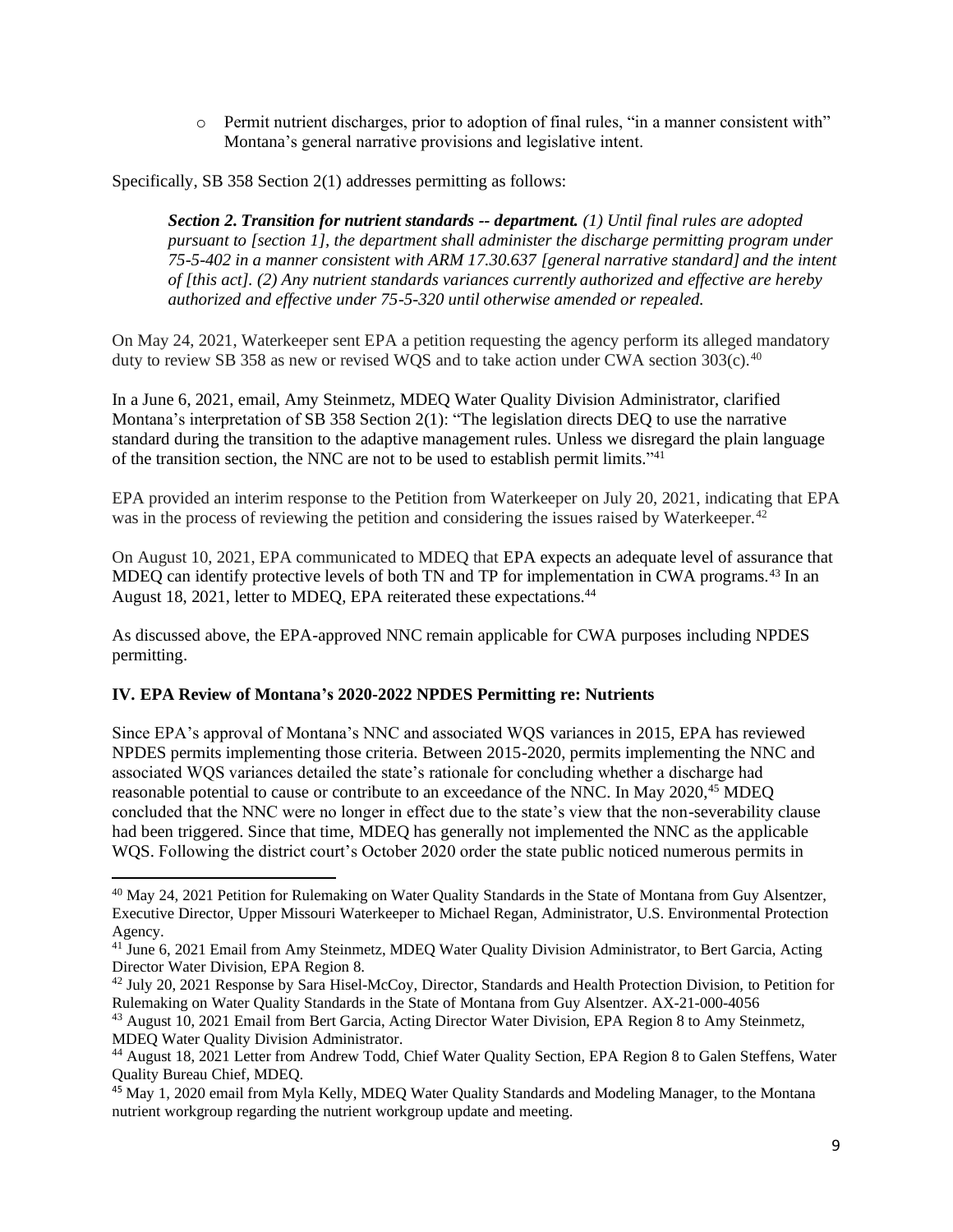- Permit nutrient discharges, prior to adoption of final rules, "in a manner consistent with" Montana's general narrative provisions and legislative intent.

Specifically, SB 358 Section 2(1) addresses permitting as follows:

> ***Section 2. Transition for nutrient standards -- department.*** *(1) Until final rules are adopted pursuant to [section 1], the department shall administer the discharge permitting program under 75-5-402 in a manner consistent with ARM 17.30.637 [general narrative standard] and the intent of [this act]. (2) Any nutrient standards variances currently authorized and effective are hereby authorized and effective under 75-5-320 until otherwise amended or repealed.*

On May 24, 2021, Waterkeeper sent EPA a petition requesting the agency perform its alleged mandatory duty to review SB 358 as new or revised WQS and to take action under CWA section 303(c).[40]

In a June 6, 2021, email, Amy Steinmetz, MDEQ Water Quality Division Administrator, clarified Montana's interpretation of SB 358 Section 2(1): "The legislation directs DEQ to use the narrative standard during the transition to the adaptive management rules. Unless we disregard the plain language of the transition section, the NNC are not to be used to establish permit limits."[41]

EPA provided an interim response to the Petition from Waterkeeper on July 20, 2021, indicating that EPA was in the process of reviewing the petition and considering the issues raised by Waterkeeper.[42]

On August 10, 2021, EPA communicated to MDEQ that EPA expects an adequate level of assurance that MDEQ can identify protective levels of both TN and TP for implementation in CWA programs.[43] In an August 18, 2021, letter to MDEQ, EPA reiterated these expectations.[44]

As discussed above, the EPA-approved NNC remain applicable for CWA purposes including NPDES permitting.

## IV. EPA Review of Montana's 2020-2022 NPDES Permitting re: Nutrients

Since EPA's approval of Montana's NNC and associated WQS variances in 2015, EPA has reviewed NPDES permits implementing those criteria. Between 2015-2020, permits implementing the NNC and associated WQS variances detailed the state's rationale for concluding whether a discharge had reasonable potential to cause or contribute to an exceedance of the NNC. In May 2020,[45] MDEQ concluded that the NNC were no longer in effect due to the state's view that the non-severability clause had been triggered. Since that time, MDEQ has generally not implemented the NNC as the applicable WQS. Following the district court's October 2020 order the state public noticed numerous permits in

---

[40] May 24, 2021 Petition for Rulemaking on Water Quality Standards in the State of Montana from Guy Alsentzer, Executive Director, Upper Missouri Waterkeeper to Michael Regan, Administrator, U.S. Environmental Protection Agency.

[41] June 6, 2021 Email from Amy Steinmetz, MDEQ Water Quality Division Administrator, to Bert Garcia, Acting Director Water Division, EPA Region 8.

[42] July 20, 2021 Response by Sara Hisel-McCoy, Director, Standards and Health Protection Division, to Petition for Rulemaking on Water Quality Standards in the State of Montana from Guy Alsentzer. AX-21-000-4056

[43] August 10, 2021 Email from Bert Garcia, Acting Director Water Division, EPA Region 8 to Amy Steinmetz, MDEQ Water Quality Division Administrator.

[44] August 18, 2021 Letter from Andrew Todd, Chief Water Quality Section, EPA Region 8 to Galen Steffens, Water Quality Bureau Chief, MDEQ.

[45] May 1, 2020 email from Myla Kelly, MDEQ Water Quality Standards and Modeling Manager, to the Montana nutrient workgroup regarding the nutrient workgroup update and meeting.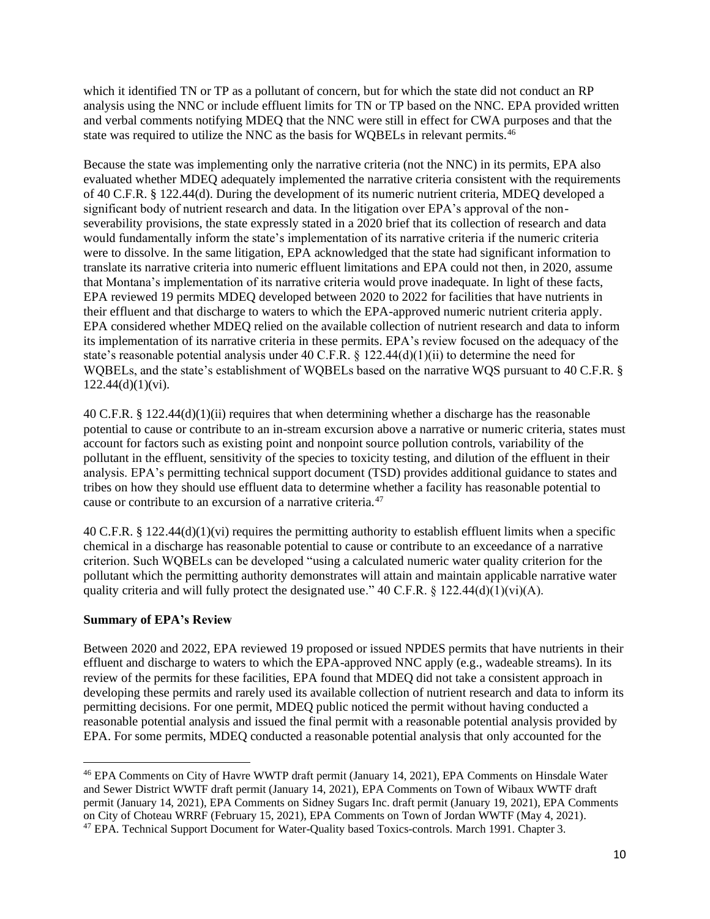which it identified TN or TP as a pollutant of concern, but for which the state did not conduct an RP analysis using the NNC or include effluent limits for TN or TP based on the NNC. EPA provided written and verbal comments notifying MDEQ that the NNC were still in effect for CWA purposes and that the state was required to utilize the NNC as the basis for WQBELs in relevant permits.[46]

Because the state was implementing only the narrative criteria (not the NNC) in its permits, EPA also evaluated whether MDEQ adequately implemented the narrative criteria consistent with the requirements of 40 C.F.R. § 122.44(d). During the development of its numeric nutrient criteria, MDEQ developed a significant body of nutrient research and data. In the litigation over EPA's approval of the non-severability provisions, the state expressly stated in a 2020 brief that its collection of research and data would fundamentally inform the state's implementation of its narrative criteria if the numeric criteria were to dissolve. In the same litigation, EPA acknowledged that the state had significant information to translate its narrative criteria into numeric effluent limitations and EPA could not then, in 2020, assume that Montana's implementation of its narrative criteria would prove inadequate. In light of these facts, EPA reviewed 19 permits MDEQ developed between 2020 to 2022 for facilities that have nutrients in their effluent and that discharge to waters to which the EPA-approved numeric nutrient criteria apply. EPA considered whether MDEQ relied on the available collection of nutrient research and data to inform its implementation of its narrative criteria in these permits. EPA's review focused on the adequacy of the state's reasonable potential analysis under 40 C.F.R. § 122.44(d)(1)(ii) to determine the need for WQBELs, and the state's establishment of WQBELs based on the narrative WQS pursuant to 40 C.F.R. § 122.44(d)(1)(vi).

40 C.F.R. § 122.44(d)(1)(ii) requires that when determining whether a discharge has the reasonable potential to cause or contribute to an in-stream excursion above a narrative or numeric criteria, states must account for factors such as existing point and nonpoint source pollution controls, variability of the pollutant in the effluent, sensitivity of the species to toxicity testing, and dilution of the effluent in their analysis. EPA's permitting technical support document (TSD) provides additional guidance to states and tribes on how they should use effluent data to determine whether a facility has reasonable potential to cause or contribute to an excursion of a narrative criteria.[47]

40 C.F.R. § 122.44(d)(1)(vi) requires the permitting authority to establish effluent limits when a specific chemical in a discharge has reasonable potential to cause or contribute to an exceedance of a narrative criterion. Such WQBELs can be developed "using a calculated numeric water quality criterion for the pollutant which the permitting authority demonstrates will attain and maintain applicable narrative water quality criteria and will fully protect the designated use." 40 C.F.R. § 122.44(d)(1)(vi)(A).

**Summary of EPA's Review**

Between 2020 and 2022, EPA reviewed 19 proposed or issued NPDES permits that have nutrients in their effluent and discharge to waters to which the EPA-approved NNC apply (e.g., wadeable streams). In its review of the permits for these facilities, EPA found that MDEQ did not take a consistent approach in developing these permits and rarely used its available collection of nutrient research and data to inform its permitting decisions. For one permit, MDEQ public noticed the permit without having conducted a reasonable potential analysis and issued the final permit with a reasonable potential analysis provided by EPA. For some permits, MDEQ conducted a reasonable potential analysis that only accounted for the

---

[46] EPA Comments on City of Havre WWTP draft permit (January 14, 2021), EPA Comments on Hinsdale Water and Sewer District WWTF draft permit (January 14, 2021), EPA Comments on Town of Wibaux WWTF draft permit (January 14, 2021), EPA Comments on Sidney Sugars Inc. draft permit (January 19, 2021), EPA Comments on City of Choteau WRRF (February 15, 2021), EPA Comments on Town of Jordan WWTF (May 4, 2021).

[47] EPA. Technical Support Document for Water-Quality based Toxics-controls. March 1991. Chapter 3.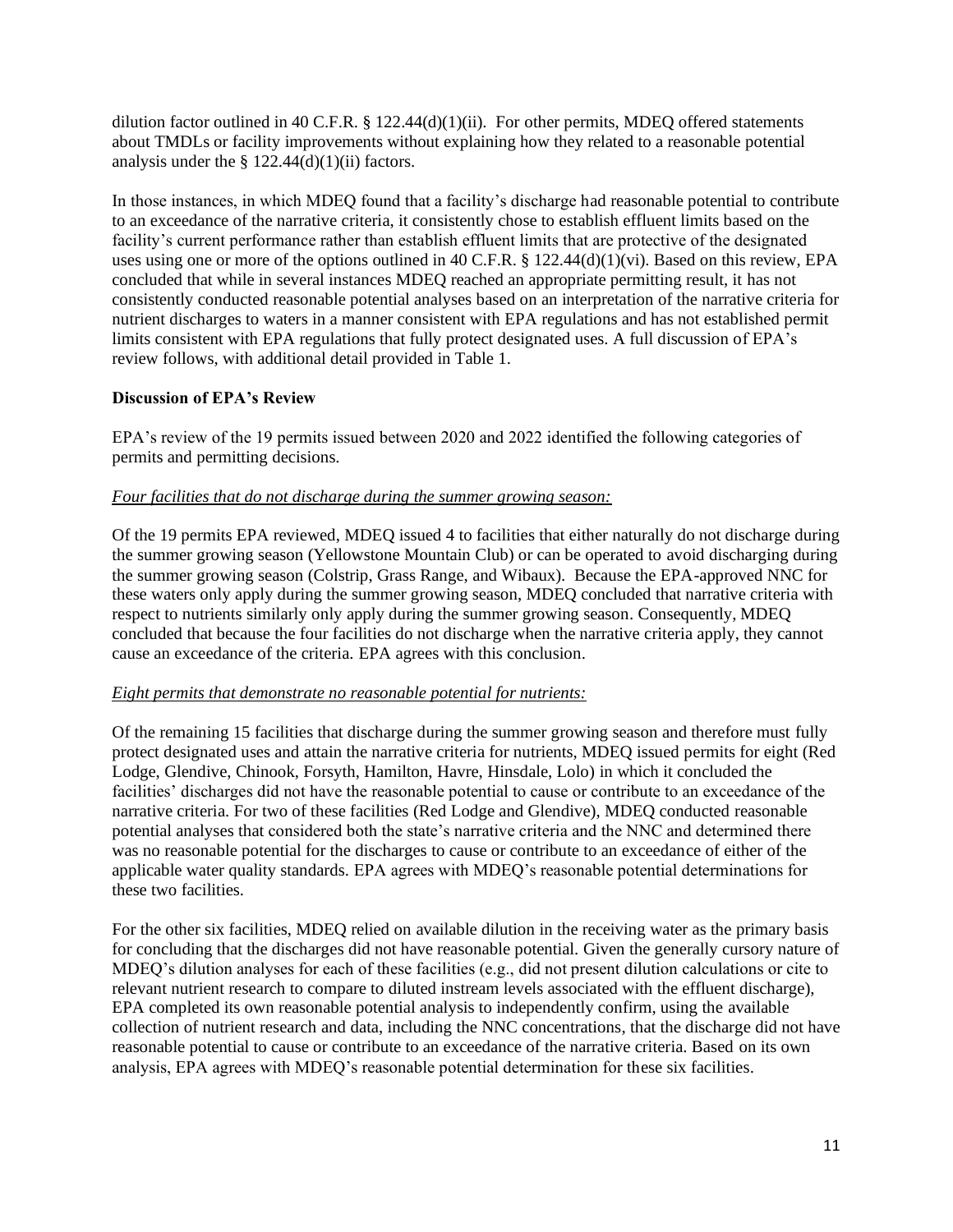dilution factor outlined in 40 C.F.R. § 122.44(d)(1)(ii). For other permits, MDEQ offered statements about TMDLs or facility improvements without explaining how they related to a reasonable potential analysis under the § 122.44(d)(1)(ii) factors.

In those instances, in which MDEQ found that a facility's discharge had reasonable potential to contribute to an exceedance of the narrative criteria, it consistently chose to establish effluent limits based on the facility's current performance rather than establish effluent limits that are protective of the designated uses using one or more of the options outlined in 40 C.F.R. § 122.44(d)(1)(vi). Based on this review, EPA concluded that while in several instances MDEQ reached an appropriate permitting result, it has not consistently conducted reasonable potential analyses based on an interpretation of the narrative criteria for nutrient discharges to waters in a manner consistent with EPA regulations and has not established permit limits consistent with EPA regulations that fully protect designated uses. A full discussion of EPA's review follows, with additional detail provided in Table 1.

**Discussion of EPA's Review**

EPA's review of the 19 permits issued between 2020 and 2022 identified the following categories of permits and permitting decisions.

*Four facilities that do not discharge during the summer growing season:*

Of the 19 permits EPA reviewed, MDEQ issued 4 to facilities that either naturally do not discharge during the summer growing season (Yellowstone Mountain Club) or can be operated to avoid discharging during the summer growing season (Colstrip, Grass Range, and Wibaux). Because the EPA-approved NNC for these waters only apply during the summer growing season, MDEQ concluded that narrative criteria with respect to nutrients similarly only apply during the summer growing season. Consequently, MDEQ concluded that because the four facilities do not discharge when the narrative criteria apply, they cannot cause an exceedance of the criteria. EPA agrees with this conclusion.

*Eight permits that demonstrate no reasonable potential for nutrients:*

Of the remaining 15 facilities that discharge during the summer growing season and therefore must fully protect designated uses and attain the narrative criteria for nutrients, MDEQ issued permits for eight (Red Lodge, Glendive, Chinook, Forsyth, Hamilton, Havre, Hinsdale, Lolo) in which it concluded the facilities' discharges did not have the reasonable potential to cause or contribute to an exceedance of the narrative criteria. For two of these facilities (Red Lodge and Glendive), MDEQ conducted reasonable potential analyses that considered both the state's narrative criteria and the NNC and determined there was no reasonable potential for the discharges to cause or contribute to an exceedance of either of the applicable water quality standards. EPA agrees with MDEQ's reasonable potential determinations for these two facilities.

For the other six facilities, MDEQ relied on available dilution in the receiving water as the primary basis for concluding that the discharges did not have reasonable potential. Given the generally cursory nature of MDEQ's dilution analyses for each of these facilities (e.g., did not present dilution calculations or cite to relevant nutrient research to compare to diluted instream levels associated with the effluent discharge), EPA completed its own reasonable potential analysis to independently confirm, using the available collection of nutrient research and data, including the NNC concentrations, that the discharge did not have reasonable potential to cause or contribute to an exceedance of the narrative criteria. Based on its own analysis, EPA agrees with MDEQ's reasonable potential determination for these six facilities.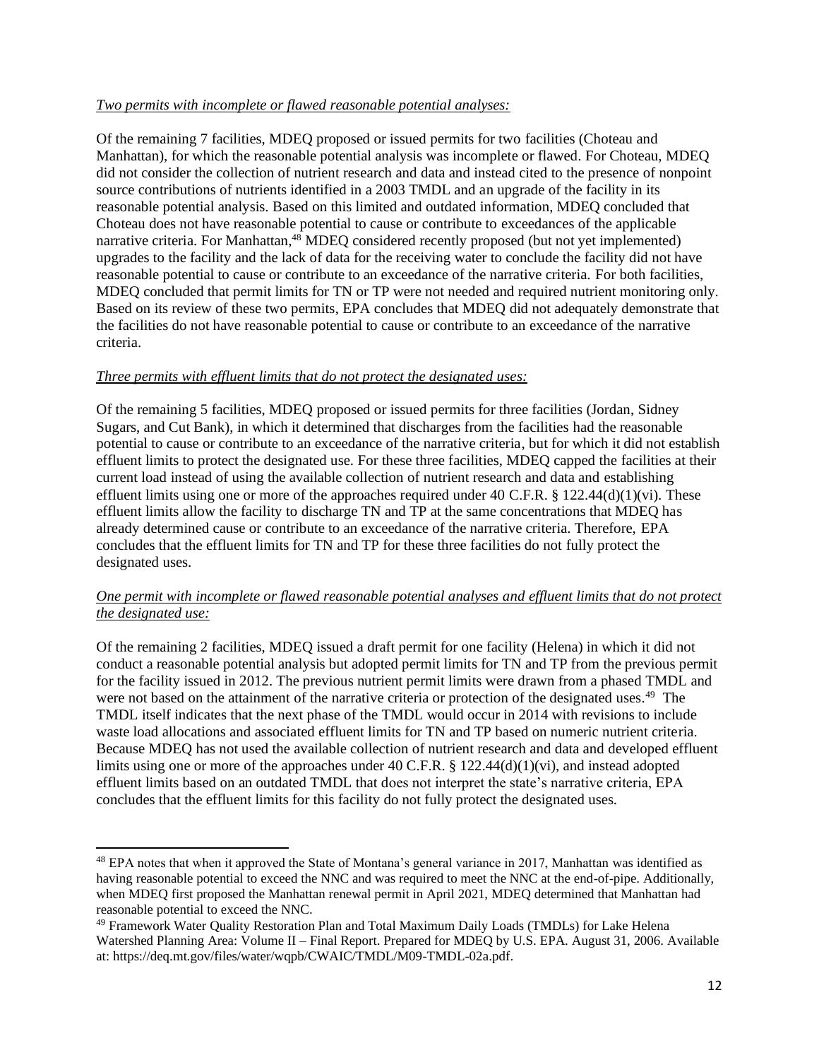*Two permits with incomplete or flawed reasonable potential analyses:*

Of the remaining 7 facilities, MDEQ proposed or issued permits for two facilities (Choteau and Manhattan), for which the reasonable potential analysis was incomplete or flawed. For Choteau, MDEQ did not consider the collection of nutrient research and data and instead cited to the presence of nonpoint source contributions of nutrients identified in a 2003 TMDL and an upgrade of the facility in its reasonable potential analysis. Based on this limited and outdated information, MDEQ concluded that Choteau does not have reasonable potential to cause or contribute to exceedances of the applicable narrative criteria. For Manhattan,[48] MDEQ considered recently proposed (but not yet implemented) upgrades to the facility and the lack of data for the receiving water to conclude the facility did not have reasonable potential to cause or contribute to an exceedance of the narrative criteria. For both facilities, MDEQ concluded that permit limits for TN or TP were not needed and required nutrient monitoring only. Based on its review of these two permits, EPA concludes that MDEQ did not adequately demonstrate that the facilities do not have reasonable potential to cause or contribute to an exceedance of the narrative criteria.

*Three permits with effluent limits that do not protect the designated uses:*

Of the remaining 5 facilities, MDEQ proposed or issued permits for three facilities (Jordan, Sidney Sugars, and Cut Bank), in which it determined that discharges from the facilities had the reasonable potential to cause or contribute to an exceedance of the narrative criteria, but for which it did not establish effluent limits to protect the designated use. For these three facilities, MDEQ capped the facilities at their current load instead of using the available collection of nutrient research and data and establishing effluent limits using one or more of the approaches required under 40 C.F.R. § 122.44(d)(1)(vi). These effluent limits allow the facility to discharge TN and TP at the same concentrations that MDEQ has already determined cause or contribute to an exceedance of the narrative criteria. Therefore, EPA concludes that the effluent limits for TN and TP for these three facilities do not fully protect the designated uses.

*One permit with incomplete or flawed reasonable potential analyses and effluent limits that do not protect the designated use:*

Of the remaining 2 facilities, MDEQ issued a draft permit for one facility (Helena) in which it did not conduct a reasonable potential analysis but adopted permit limits for TN and TP from the previous permit for the facility issued in 2012. The previous nutrient permit limits were drawn from a phased TMDL and were not based on the attainment of the narrative criteria or protection of the designated uses.[49] The TMDL itself indicates that the next phase of the TMDL would occur in 2014 with revisions to include waste load allocations and associated effluent limits for TN and TP based on numeric nutrient criteria. Because MDEQ has not used the available collection of nutrient research and data and developed effluent limits using one or more of the approaches under 40 C.F.R. § 122.44(d)(1)(vi), and instead adopted effluent limits based on an outdated TMDL that does not interpret the state's narrative criteria, EPA concludes that the effluent limits for this facility do not fully protect the designated uses.

---

[48] EPA notes that when it approved the State of Montana's general variance in 2017, Manhattan was identified as having reasonable potential to exceed the NNC and was required to meet the NNC at the end-of-pipe. Additionally, when MDEQ first proposed the Manhattan renewal permit in April 2021, MDEQ determined that Manhattan had reasonable potential to exceed the NNC.

[49] Framework Water Quality Restoration Plan and Total Maximum Daily Loads (TMDLs) for Lake Helena Watershed Planning Area: Volume II – Final Report. Prepared for MDEQ by U.S. EPA. August 31, 2006. Available at: https://deq.mt.gov/files/water/wqpb/CWAIC/TMDL/M09-TMDL-02a.pdf.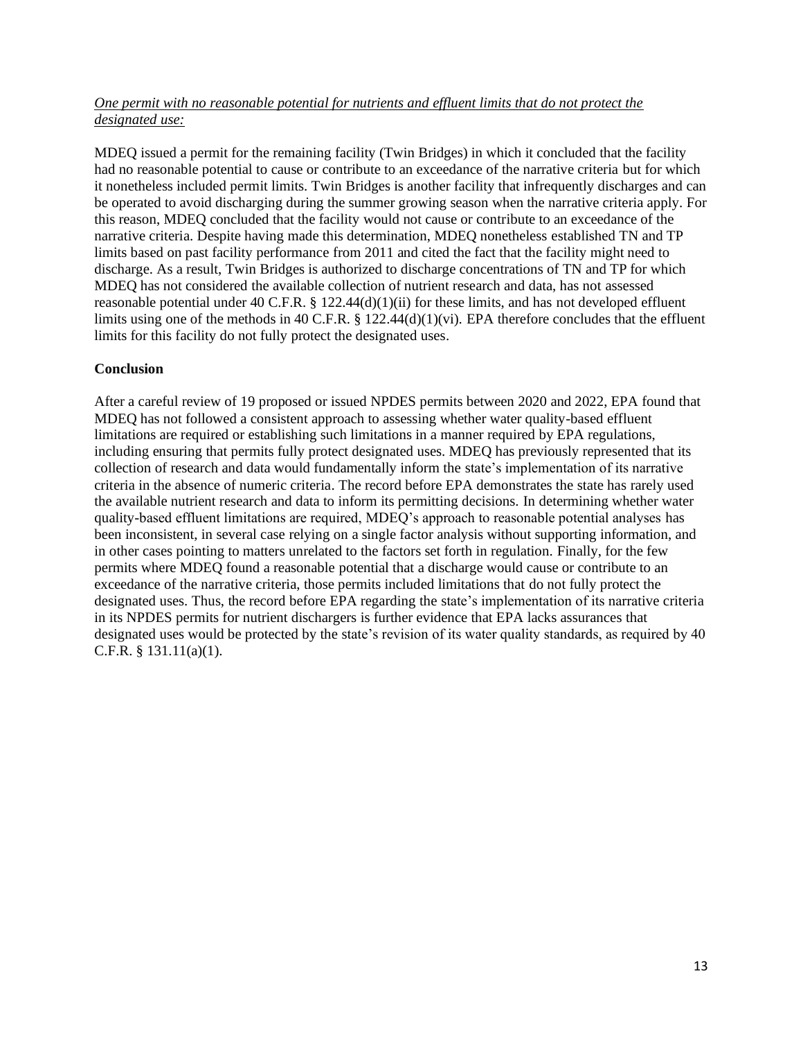*One permit with no reasonable potential for nutrients and effluent limits that do not protect the designated use:*

MDEQ issued a permit for the remaining facility (Twin Bridges) in which it concluded that the facility had no reasonable potential to cause or contribute to an exceedance of the narrative criteria but for which it nonetheless included permit limits. Twin Bridges is another facility that infrequently discharges and can be operated to avoid discharging during the summer growing season when the narrative criteria apply. For this reason, MDEQ concluded that the facility would not cause or contribute to an exceedance of the narrative criteria. Despite having made this determination, MDEQ nonetheless established TN and TP limits based on past facility performance from 2011 and cited the fact that the facility might need to discharge. As a result, Twin Bridges is authorized to discharge concentrations of TN and TP for which MDEQ has not considered the available collection of nutrient research and data, has not assessed reasonable potential under 40 C.F.R. § 122.44(d)(1)(ii) for these limits, and has not developed effluent limits using one of the methods in 40 C.F.R. § 122.44(d)(1)(vi). EPA therefore concludes that the effluent limits for this facility do not fully protect the designated uses.

**Conclusion**

After a careful review of 19 proposed or issued NPDES permits between 2020 and 2022, EPA found that MDEQ has not followed a consistent approach to assessing whether water quality-based effluent limitations are required or establishing such limitations in a manner required by EPA regulations, including ensuring that permits fully protect designated uses. MDEQ has previously represented that its collection of research and data would fundamentally inform the state's implementation of its narrative criteria in the absence of numeric criteria. The record before EPA demonstrates the state has rarely used the available nutrient research and data to inform its permitting decisions. In determining whether water quality-based effluent limitations are required, MDEQ's approach to reasonable potential analyses has been inconsistent, in several case relying on a single factor analysis without supporting information, and in other cases pointing to matters unrelated to the factors set forth in regulation. Finally, for the few permits where MDEQ found a reasonable potential that a discharge would cause or contribute to an exceedance of the narrative criteria, those permits included limitations that do not fully protect the designated uses. Thus, the record before EPA regarding the state's implementation of its narrative criteria in its NPDES permits for nutrient dischargers is further evidence that EPA lacks assurances that designated uses would be protected by the state's revision of its water quality standards, as required by 40 C.F.R. § 131.11(a)(1).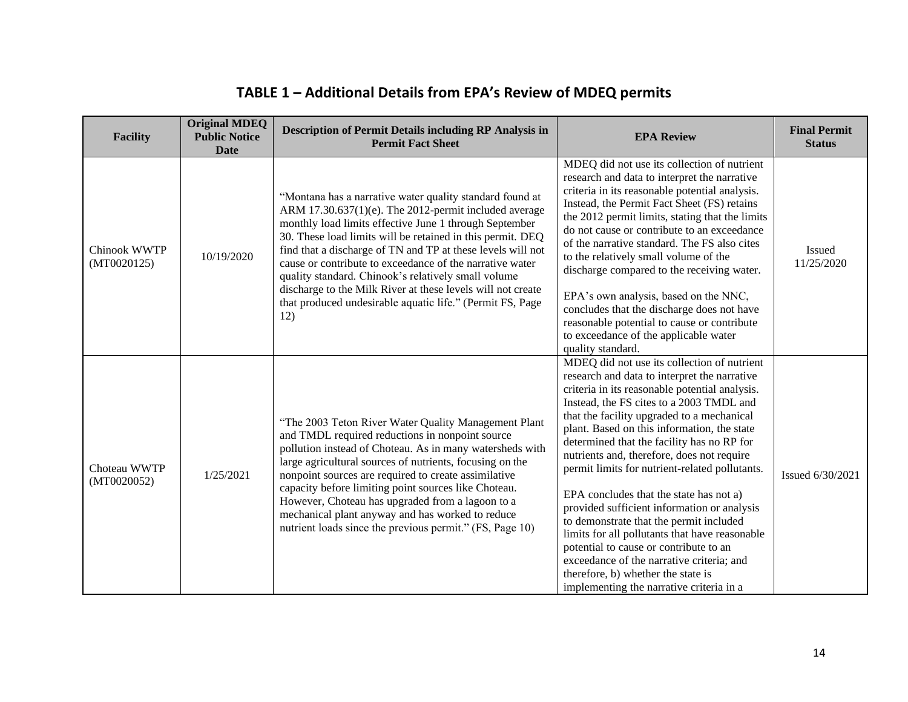## TABLE 1 – Additional Details from EPA's Review of MDEQ permits

| Facility | Original MDEQ Public Notice Date | Description of Permit Details including RP Analysis in Permit Fact Sheet | EPA Review | Final Permit Status |
|---|---|---|---|---|
| Chinook WWTP (MT0020125) | 10/19/2020 | "Montana has a narrative water quality standard found at ARM 17.30.637(1)(e). The 2012-permit included average monthly load limits effective June 1 through September 30. These load limits will be retained in this permit. DEQ find that a discharge of TN and TP at these levels will not cause or contribute to exceedance of the narrative water quality standard. Chinook's relatively small volume discharge to the Milk River at these levels will not create that produced undesirable aquatic life." (Permit FS, Page 12) | MDEQ did not use its collection of nutrient research and data to interpret the narrative criteria in its reasonable potential analysis. Instead, the Permit Fact Sheet (FS) retains the 2012 permit limits, stating that the limits do not cause or contribute to an exceedance of the narrative standard. The FS also cites to the relatively small volume of the discharge compared to the receiving water.<br><br>EPA's own analysis, based on the NNC, concludes that the discharge does not have reasonable potential to cause or contribute to exceedance of the applicable water quality standard. | Issued 11/25/2020 |
| Choteau WWTP (MT0020052) | 1/25/2021 | "The 2003 Teton River Water Quality Management Plant and TMDL required reductions in nonpoint source pollution instead of Choteau. As in many watersheds with large agricultural sources of nutrients, focusing on the nonpoint sources are required to create assimilative capacity before limiting point sources like Choteau. However, Choteau has upgraded from a lagoon to a mechanical plant anyway and has worked to reduce nutrient loads since the previous permit." (FS, Page 10) | MDEQ did not use its collection of nutrient research and data to interpret the narrative criteria in its reasonable potential analysis. Instead, the FS cites to a 2003 TMDL and that the facility upgraded to a mechanical plant. Based on this information, the state determined that the facility has no RP for nutrients and, therefore, does not require permit limits for nutrient-related pollutants.<br><br>EPA concludes that the state has not a) provided sufficient information or analysis to demonstrate that the permit included limits for all pollutants that have reasonable potential to cause or contribute to an exceedance of the narrative criteria; and therefore, b) whether the state is implementing the narrative criteria in a | Issued 6/30/2021 |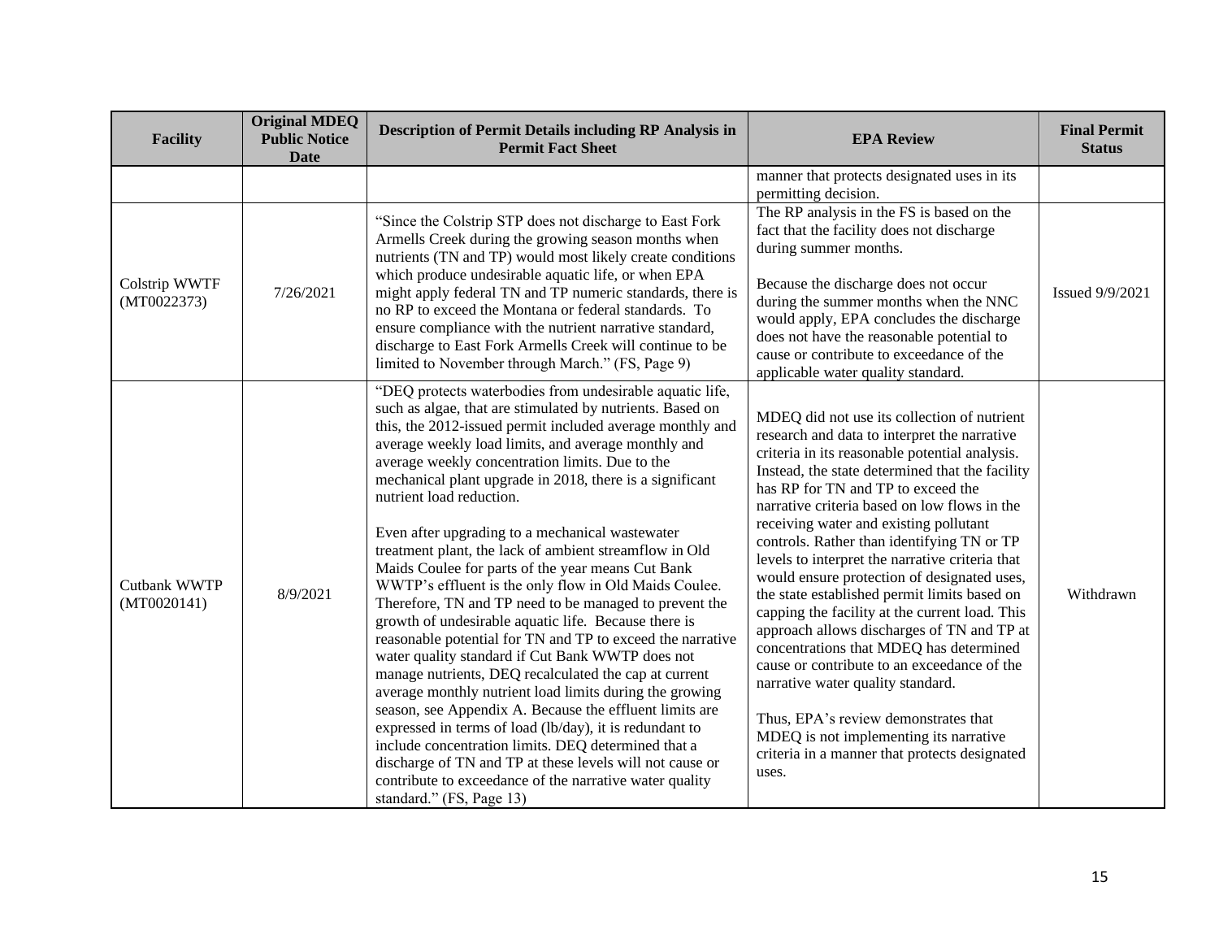| Facility | Original MDEQ Public Notice Date | Description of Permit Details including RP Analysis in Permit Fact Sheet | EPA Review | Final Permit Status |
|---|---|---|---|---|
| | | | manner that protects designated uses in its permitting decision. | |
| Colstrip WWTF (MT0022373) | 7/26/2021 | "Since the Colstrip STP does not discharge to East Fork Armells Creek during the growing season months when nutrients (TN and TP) would most likely create conditions which produce undesirable aquatic life, or when EPA might apply federal TN and TP numeric standards, there is no RP to exceed the Montana or federal standards. To ensure compliance with the nutrient narrative standard, discharge to East Fork Armells Creek will continue to be limited to November through March." (FS, Page 9) | The RP analysis in the FS is based on the fact that the facility does not discharge during summer months.<br><br>Because the discharge does not occur during the summer months when the NNC would apply, EPA concludes the discharge does not have the reasonable potential to cause or contribute to exceedance of the applicable water quality standard. | Issued 9/9/2021 |
| Cutbank WWTP (MT0020141) | 8/9/2021 | "DEQ protects waterbodies from undesirable aquatic life, such as algae, that are stimulated by nutrients. Based on this, the 2012-issued permit included average monthly and average weekly load limits, and average monthly and average weekly concentration limits. Due to the mechanical plant upgrade in 2018, there is a significant nutrient load reduction.<br><br>Even after upgrading to a mechanical wastewater treatment plant, the lack of ambient streamflow in Old Maids Coulee for parts of the year means Cut Bank WWTP's effluent is the only flow in Old Maids Coulee. Therefore, TN and TP need to be managed to prevent the growth of undesirable aquatic life. Because there is reasonable potential for TN and TP to exceed the narrative water quality standard if Cut Bank WWTP does not manage nutrients, DEQ recalculated the cap at current average monthly nutrient load limits during the growing season, see Appendix A. Because the effluent limits are expressed in terms of load (lb/day), it is redundant to include concentration limits. DEQ determined that a discharge of TN and TP at these levels will not cause or contribute to exceedance of the narrative water quality standard." (FS, Page 13) | MDEQ did not use its collection of nutrient research and data to interpret the narrative criteria in its reasonable potential analysis. Instead, the state determined that the facility has RP for TN and TP to exceed the narrative criteria based on low flows in the receiving water and existing pollutant controls. Rather than identifying TN or TP levels to interpret the narrative criteria that would ensure protection of designated uses, the state established permit limits based on capping the facility at the current load. This approach allows discharges of TN and TP at concentrations that MDEQ has determined cause or contribute to an exceedance of the narrative water quality standard.<br><br>Thus, EPA's review demonstrates that MDEQ is not implementing its narrative criteria in a manner that protects designated uses. | Withdrawn |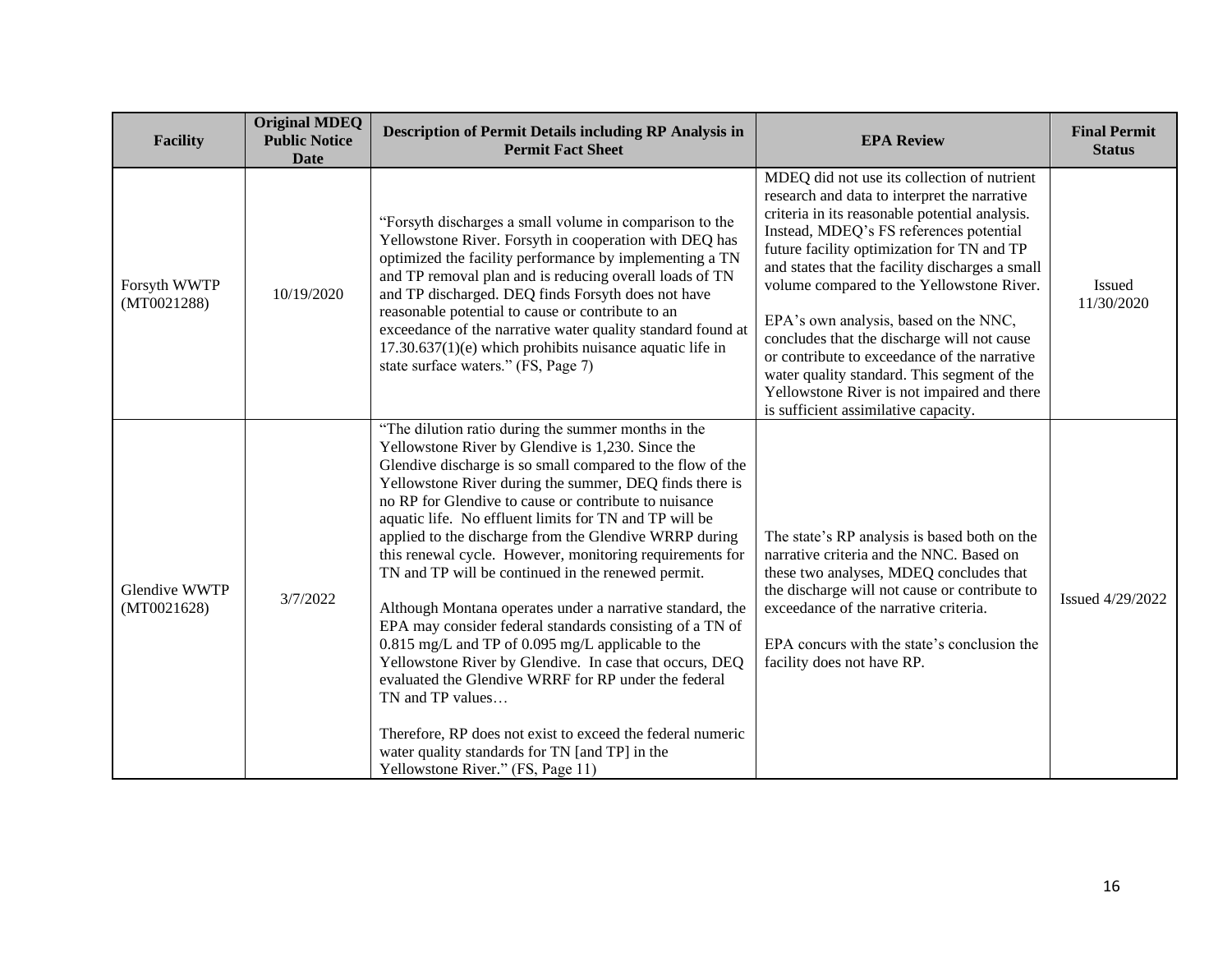| Facility | Original MDEQ Public Notice Date | Description of Permit Details including RP Analysis in Permit Fact Sheet | EPA Review | Final Permit Status |
|---|---|---|---|---|
| Forsyth WWTP (MT0021288) | 10/19/2020 | "Forsyth discharges a small volume in comparison to the Yellowstone River. Forsyth in cooperation with DEQ has optimized the facility performance by implementing a TN and TP removal plan and is reducing overall loads of TN and TP discharged. DEQ finds Forsyth does not have reasonable potential to cause or contribute to an exceedance of the narrative water quality standard found at 17.30.637(1)(e) which prohibits nuisance aquatic life in state surface waters." (FS, Page 7) | MDEQ did not use its collection of nutrient research and data to interpret the narrative criteria in its reasonable potential analysis. Instead, MDEQ's FS references potential future facility optimization for TN and TP and states that the facility discharges a small volume compared to the Yellowstone River.<br><br>EPA's own analysis, based on the NNC, concludes that the discharge will not cause or contribute to exceedance of the narrative water quality standard. This segment of the Yellowstone River is not impaired and there is sufficient assimilative capacity. | Issued 11/30/2020 |
| Glendive WWTP (MT0021628) | 3/7/2022 | "The dilution ratio during the summer months in the Yellowstone River by Glendive is 1,230. Since the Glendive discharge is so small compared to the flow of the Yellowstone River during the summer, DEQ finds there is no RP for Glendive to cause or contribute to nuisance aquatic life. No effluent limits for TN and TP will be applied to the discharge from the Glendive WRRP during this renewal cycle. However, monitoring requirements for TN and TP will be continued in the renewed permit.<br><br>Although Montana operates under a narrative standard, the EPA may consider federal standards consisting of a TN of 0.815 mg/L and TP of 0.095 mg/L applicable to the Yellowstone River by Glendive. In case that occurs, DEQ evaluated the Glendive WRRF for RP under the federal TN and TP values…<br><br>Therefore, RP does not exist to exceed the federal numeric water quality standards for TN [and TP] in the Yellowstone River." (FS, Page 11) | The state's RP analysis is based both on the narrative criteria and the NNC. Based on these two analyses, MDEQ concludes that the discharge will not cause or contribute to exceedance of the narrative criteria.<br><br>EPA concurs with the state's conclusion the facility does not have RP. | Issued 4/29/2022 |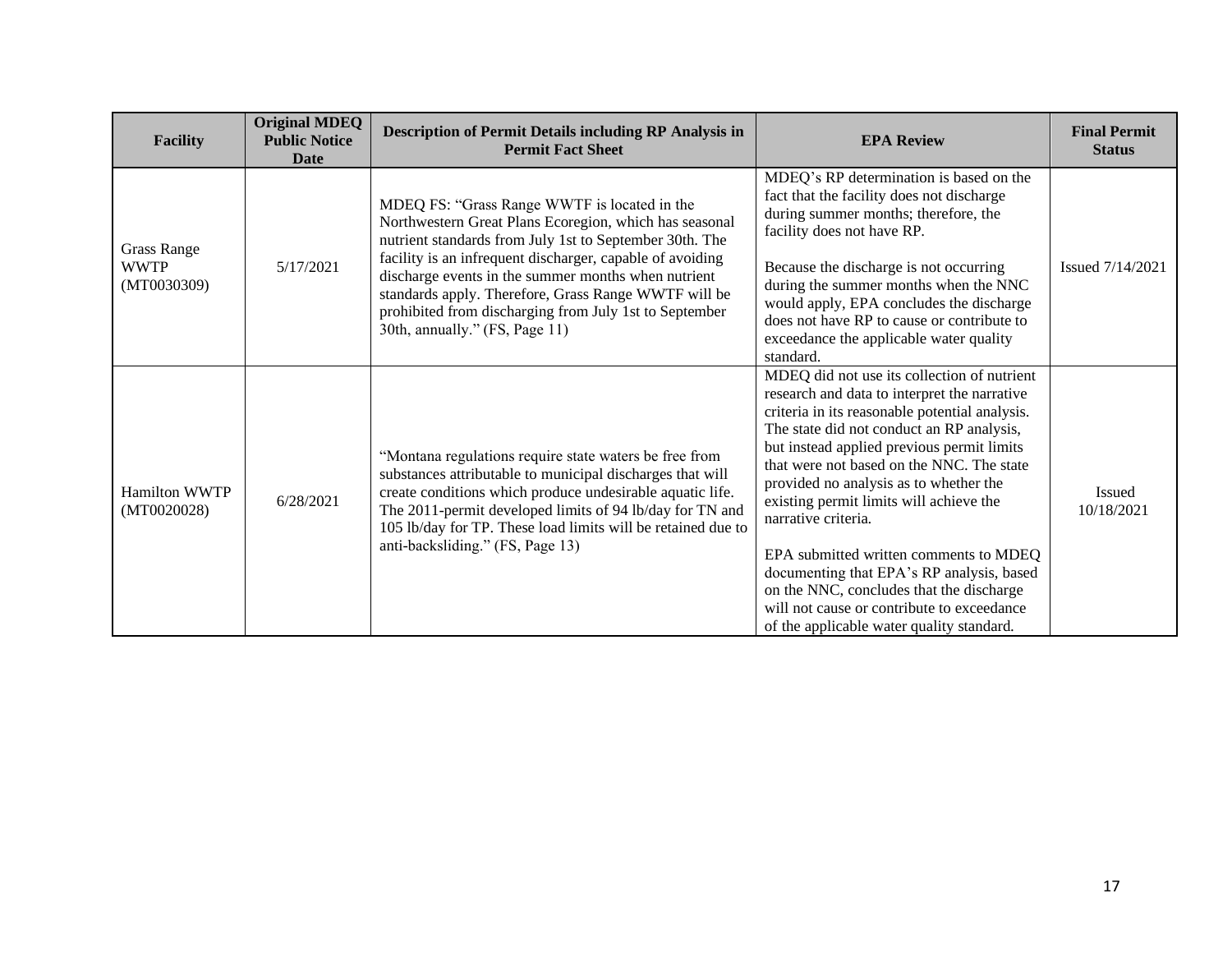| Facility | Original MDEQ Public Notice Date | Description of Permit Details including RP Analysis in Permit Fact Sheet | EPA Review | Final Permit Status |
|---|---|---|---|---|
| Grass Range WWTP (MT0030309) | 5/17/2021 | MDEQ FS: "Grass Range WWTF is located in the Northwestern Great Plans Ecoregion, which has seasonal nutrient standards from July 1st to September 30th. The facility is an infrequent discharger, capable of avoiding discharge events in the summer months when nutrient standards apply. Therefore, Grass Range WWTF will be prohibited from discharging from July 1st to September 30th, annually." (FS, Page 11) | MDEQ's RP determination is based on the fact that the facility does not discharge during summer months; therefore, the facility does not have RP.<br><br>Because the discharge is not occurring during the summer months when the NNC would apply, EPA concludes the discharge does not have RP to cause or contribute to exceedance the applicable water quality standard. | Issued 7/14/2021 |
| Hamilton WWTP (MT0020028) | 6/28/2021 | "Montana regulations require state waters be free from substances attributable to municipal discharges that will create conditions which produce undesirable aquatic life. The 2011-permit developed limits of 94 lb/day for TN and 105 lb/day for TP. These load limits will be retained due to anti-backsliding." (FS, Page 13) | MDEQ did not use its collection of nutrient research and data to interpret the narrative criteria in its reasonable potential analysis. The state did not conduct an RP analysis, but instead applied previous permit limits that were not based on the NNC. The state provided no analysis as to whether the existing permit limits will achieve the narrative criteria.<br><br>EPA submitted written comments to MDEQ documenting that EPA's RP analysis, based on the NNC, concludes that the discharge will not cause or contribute to exceedance of the applicable water quality standard. | Issued 10/18/2021 |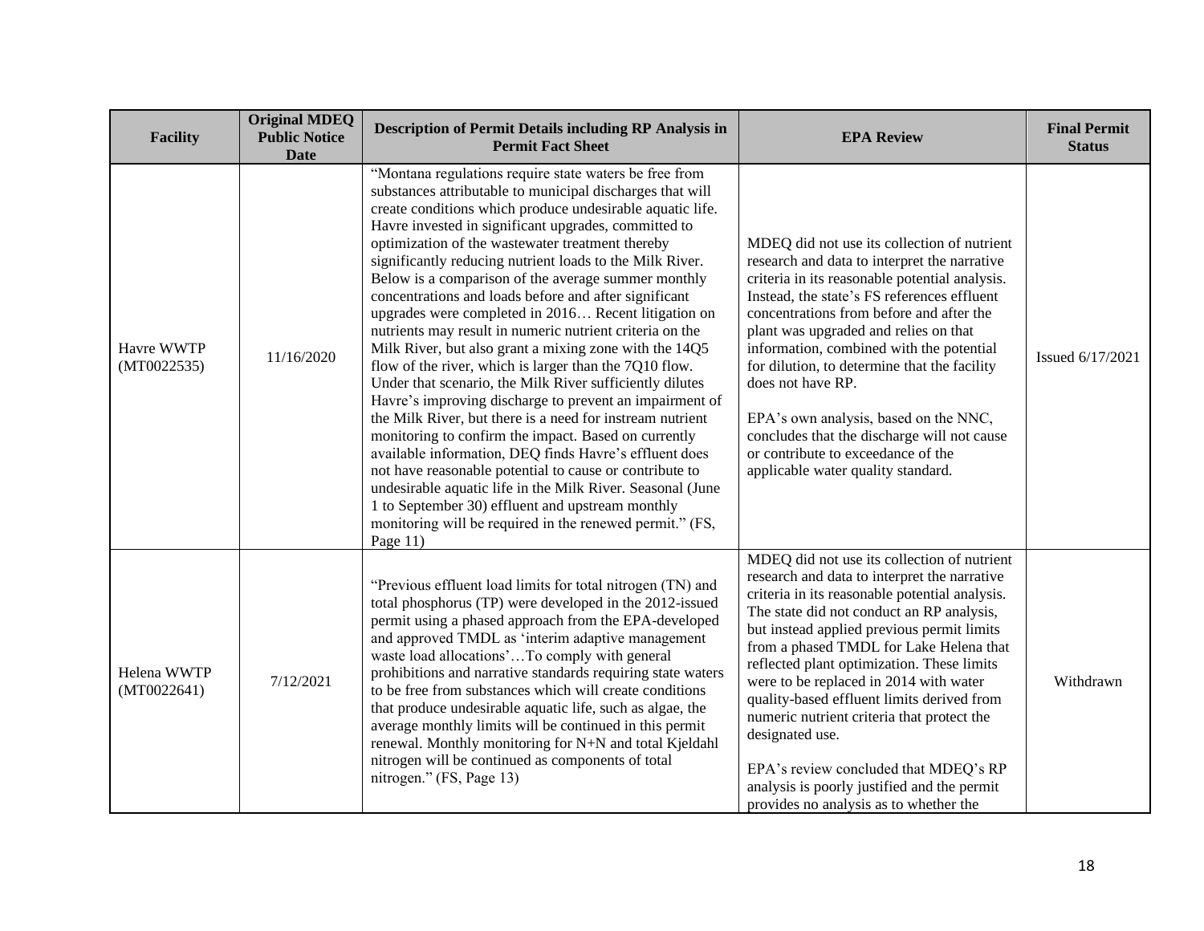| Facility | Original MDEQ Public Notice Date | Description of Permit Details including RP Analysis in Permit Fact Sheet | EPA Review | Final Permit Status |
|---|---|---|---|---|
| Havre WWTP (MT0022535) | 11/16/2020 | "Montana regulations require state waters be free from substances attributable to municipal discharges that will create conditions which produce undesirable aquatic life. Havre invested in significant upgrades, committed to optimization of the wastewater treatment thereby significantly reducing nutrient loads to the Milk River. Below is a comparison of the average summer monthly concentrations and loads before and after significant upgrades were completed in 2016… Recent litigation on nutrients may result in numeric nutrient criteria on the Milk River, but also grant a mixing zone with the 14Q5 flow of the river, which is larger than the 7Q10 flow. Under that scenario, the Milk River sufficiently dilutes Havre's improving discharge to prevent an impairment of the Milk River, but there is a need for instream nutrient monitoring to confirm the impact. Based on currently available information, DEQ finds Havre's effluent does not have reasonable potential to cause or contribute to undesirable aquatic life in the Milk River. Seasonal (June 1 to September 30) effluent and upstream monthly monitoring will be required in the renewed permit." (FS, Page 11) | MDEQ did not use its collection of nutrient research and data to interpret the narrative criteria in its reasonable potential analysis. Instead, the state's FS references effluent concentrations from before and after the plant was upgraded and relies on that information, combined with the potential for dilution, to determine that the facility does not have RP.<br><br>EPA's own analysis, based on the NNC, concludes that the discharge will not cause or contribute to exceedance of the applicable water quality standard. | Issued 6/17/2021 |
| Helena WWTP (MT0022641) | 7/12/2021 | "Previous effluent load limits for total nitrogen (TN) and total phosphorus (TP) were developed in the 2012-issued permit using a phased approach from the EPA-developed and approved TMDL as 'interim adaptive management waste load allocations'…To comply with general prohibitions and narrative standards requiring state waters to be free from substances which will create conditions that produce undesirable aquatic life, such as algae, the average monthly limits will be continued in this permit renewal. Monthly monitoring for N+N and total Kjeldahl nitrogen will be continued as components of total nitrogen." (FS, Page 13) | MDEQ did not use its collection of nutrient research and data to interpret the narrative criteria in its reasonable potential analysis. The state did not conduct an RP analysis, but instead applied previous permit limits from a phased TMDL for Lake Helena that reflected plant optimization. These limits were to be replaced in 2014 with water quality-based effluent limits derived from numeric nutrient criteria that protect the designated use.<br><br>EPA's review concluded that MDEQ's RP analysis is poorly justified and the permit provides no analysis as to whether the | Withdrawn |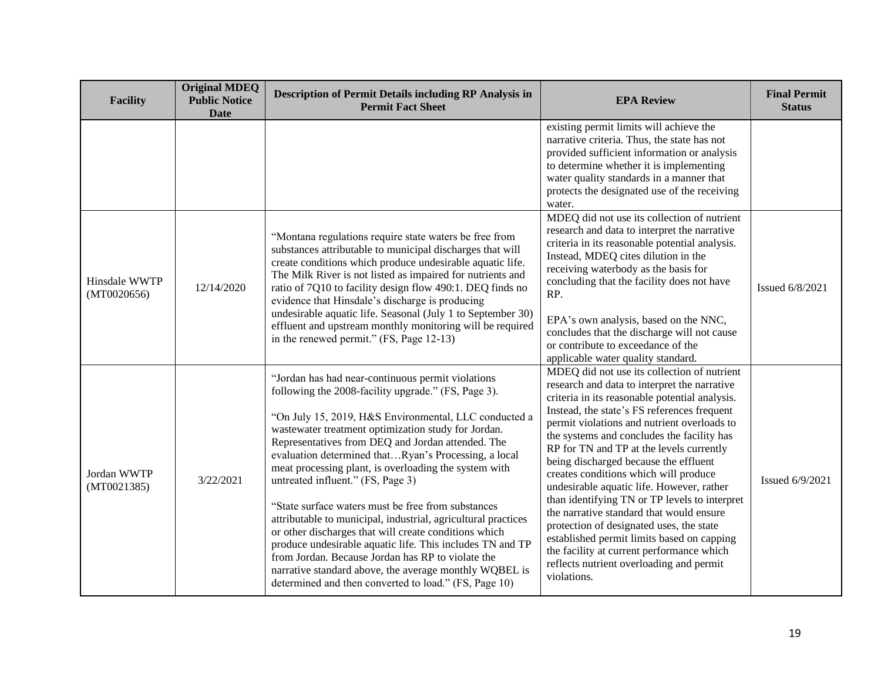| Facility | Original MDEQ Public Notice Date | Description of Permit Details including RP Analysis in Permit Fact Sheet | EPA Review | Final Permit Status |
|---|---|---|---|---|
| | | | existing permit limits will achieve the narrative criteria. Thus, the state has not provided sufficient information or analysis to determine whether it is implementing water quality standards in a manner that protects the designated use of the receiving water. | |
| Hinsdale WWTP (MT0020656) | 12/14/2020 | "Montana regulations require state waters be free from substances attributable to municipal discharges that will create conditions which produce undesirable aquatic life. The Milk River is not listed as impaired for nutrients and ratio of 7Q10 to facility design flow 490:1. DEQ finds no evidence that Hinsdale's discharge is producing undesirable aquatic life. Seasonal (July 1 to September 30) effluent and upstream monthly monitoring will be required in the renewed permit." (FS, Page 12-13) | MDEQ did not use its collection of nutrient research and data to interpret the narrative criteria in its reasonable potential analysis. Instead, MDEQ cites dilution in the receiving waterbody as the basis for concluding that the facility does not have RP.<br><br>EPA's own analysis, based on the NNC, concludes that the discharge will not cause or contribute to exceedance of the applicable water quality standard. | Issued 6/8/2021 |
| Jordan WWTP (MT0021385) | 3/22/2021 | "Jordan has had near-continuous permit violations following the 2008-facility upgrade." (FS, Page 3).<br><br>"On July 15, 2019, H&S Environmental, LLC conducted a wastewater treatment optimization study for Jordan. Representatives from DEQ and Jordan attended. The evaluation determined that…Ryan's Processing, a local meat processing plant, is overloading the system with untreated influent." (FS, Page 3)<br><br>"State surface waters must be free from substances attributable to municipal, industrial, agricultural practices or other discharges that will create conditions which produce undesirable aquatic life. This includes TN and TP from Jordan. Because Jordan has RP to violate the narrative standard above, the average monthly WQBEL is determined and then converted to load." (FS, Page 10) | MDEQ did not use its collection of nutrient research and data to interpret the narrative criteria in its reasonable potential analysis. Instead, the state's FS references frequent permit violations and nutrient overloads to the systems and concludes the facility has RP for TN and TP at the levels currently being discharged because the effluent creates conditions which will produce undesirable aquatic life. However, rather than identifying TN or TP levels to interpret the narrative standard that would ensure protection of designated uses, the state established permit limits based on capping the facility at current performance which reflects nutrient overloading and permit violations. | Issued 6/9/2021 |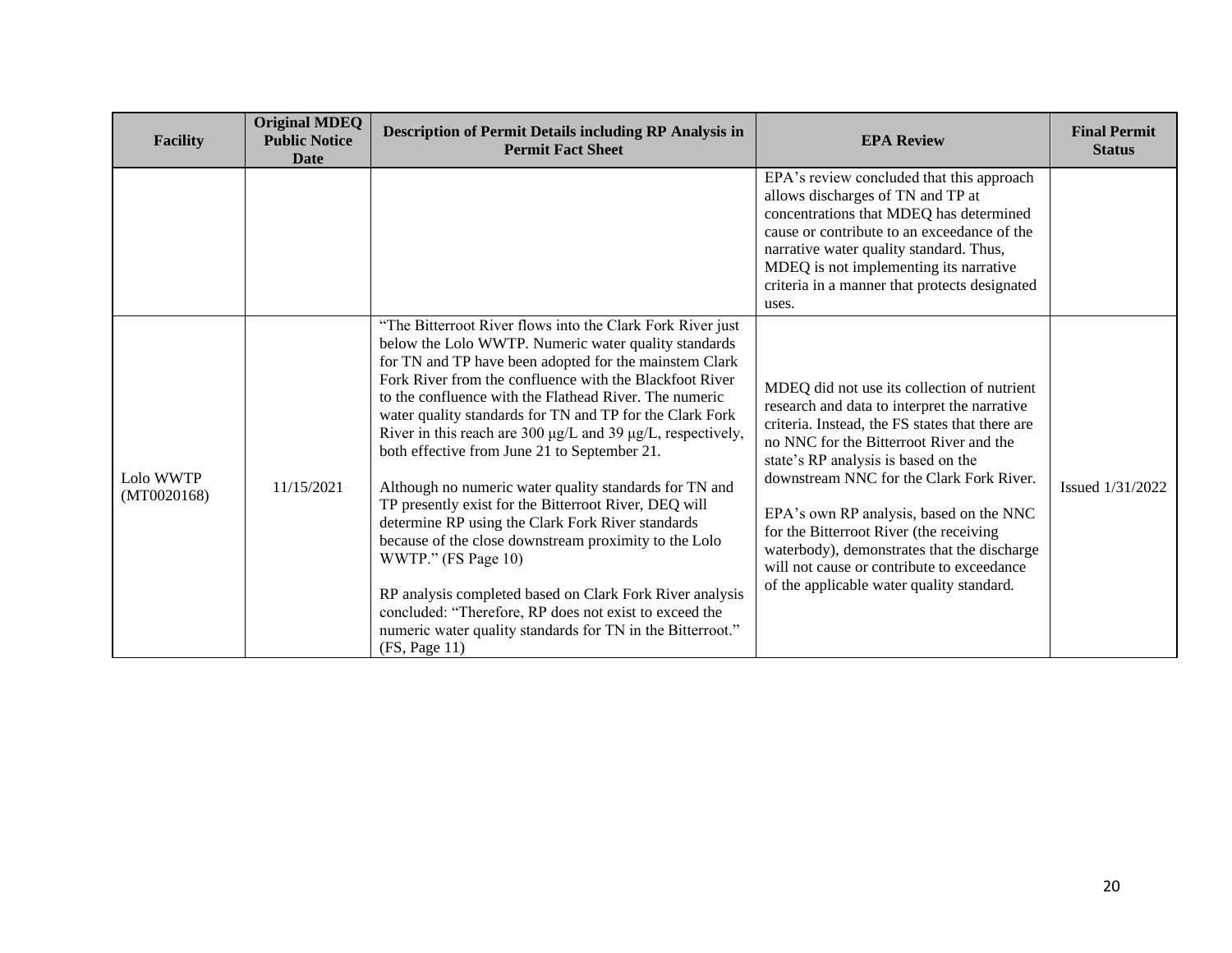| Facility | Original MDEQ Public Notice Date | Description of Permit Details including RP Analysis in Permit Fact Sheet | EPA Review | Final Permit Status |
|---|---|---|---|---|
| | | | EPA's review concluded that this approach allows discharges of TN and TP at concentrations that MDEQ has determined cause or contribute to an exceedance of the narrative water quality standard. Thus, MDEQ is not implementing its narrative criteria in a manner that protects designated uses. | |
| Lolo WWTP (MT0020168) | 11/15/2021 | "The Bitterroot River flows into the Clark Fork River just below the Lolo WWTP. Numeric water quality standards for TN and TP have been adopted for the mainstem Clark Fork River from the confluence with the Blackfoot River to the confluence with the Flathead River. The numeric water quality standards for TN and TP for the Clark Fork River in this reach are 300 μg/L and 39 μg/L, respectively, both effective from June 21 to September 21.<br><br>Although no numeric water quality standards for TN and TP presently exist for the Bitterroot River, DEQ will determine RP using the Clark Fork River standards because of the close downstream proximity to the Lolo WWTP." (FS Page 10)<br><br>RP analysis completed based on Clark Fork River analysis concluded: "Therefore, RP does not exist to exceed the numeric water quality standards for TN in the Bitterroot." (FS, Page 11) | MDEQ did not use its collection of nutrient research and data to interpret the narrative criteria. Instead, the FS states that there are no NNC for the Bitterroot River and the state's RP analysis is based on the downstream NNC for the Clark Fork River.<br><br>EPA's own RP analysis, based on the NNC for the Bitterroot River (the receiving waterbody), demonstrates that the discharge will not cause or contribute to exceedance of the applicable water quality standard. | Issued 1/31/2022 |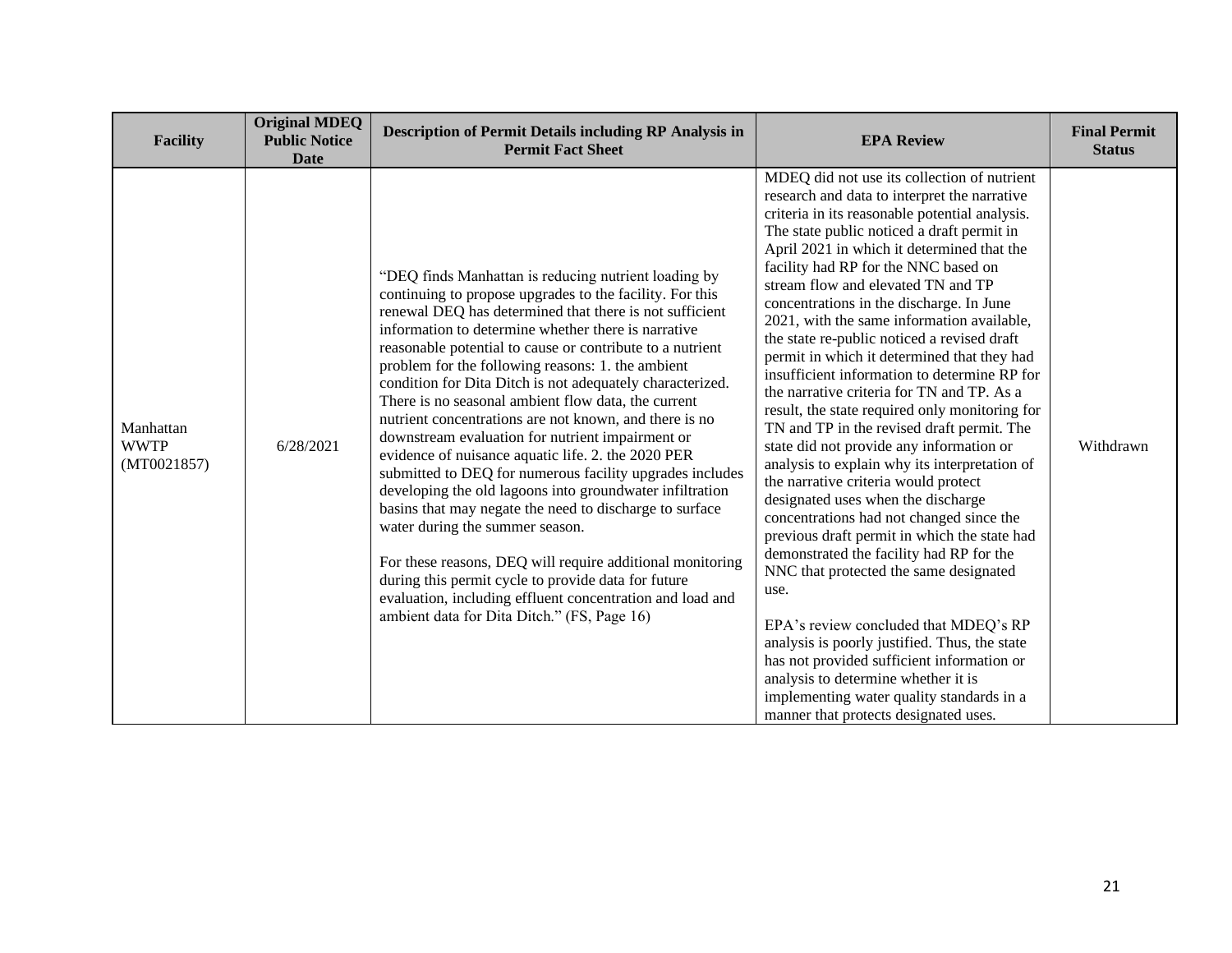| Facility | Original MDEQ Public Notice Date | Description of Permit Details including RP Analysis in Permit Fact Sheet | EPA Review | Final Permit Status |
|---|---|---|---|---|
| Manhattan WWTP (MT0021857) | 6/28/2021 | "DEQ finds Manhattan is reducing nutrient loading by continuing to propose upgrades to the facility. For this renewal DEQ has determined that there is not sufficient information to determine whether there is narrative reasonable potential to cause or contribute to a nutrient problem for the following reasons: 1. the ambient condition for Dita Ditch is not adequately characterized. There is no seasonal ambient flow data, the current nutrient concentrations are not known, and there is no downstream evaluation for nutrient impairment or evidence of nuisance aquatic life. 2. the 2020 PER submitted to DEQ for numerous facility upgrades includes developing the old lagoons into groundwater infiltration basins that may negate the need to discharge to surface water during the summer season.<br><br>For these reasons, DEQ will require additional monitoring during this permit cycle to provide data for future evaluation, including effluent concentration and load and ambient data for Dita Ditch." (FS, Page 16) | MDEQ did not use its collection of nutrient research and data to interpret the narrative criteria in its reasonable potential analysis. The state public noticed a draft permit in April 2021 in which it determined that the facility had RP for the NNC based on stream flow and elevated TN and TP concentrations in the discharge. In June 2021, with the same information available, the state re-public noticed a revised draft permit in which it determined that they had insufficient information to determine RP for the narrative criteria for TN and TP. As a result, the state required only monitoring for TN and TP in the revised draft permit. The state did not provide any information or analysis to explain why its interpretation of the narrative criteria would protect designated uses when the discharge concentrations had not changed since the previous draft permit in which the state had demonstrated the facility had RP for the NNC that protected the same designated use.<br><br>EPA's review concluded that MDEQ's RP analysis is poorly justified. Thus, the state has not provided sufficient information or analysis to determine whether it is implementing water quality standards in a manner that protects designated uses. | Withdrawn |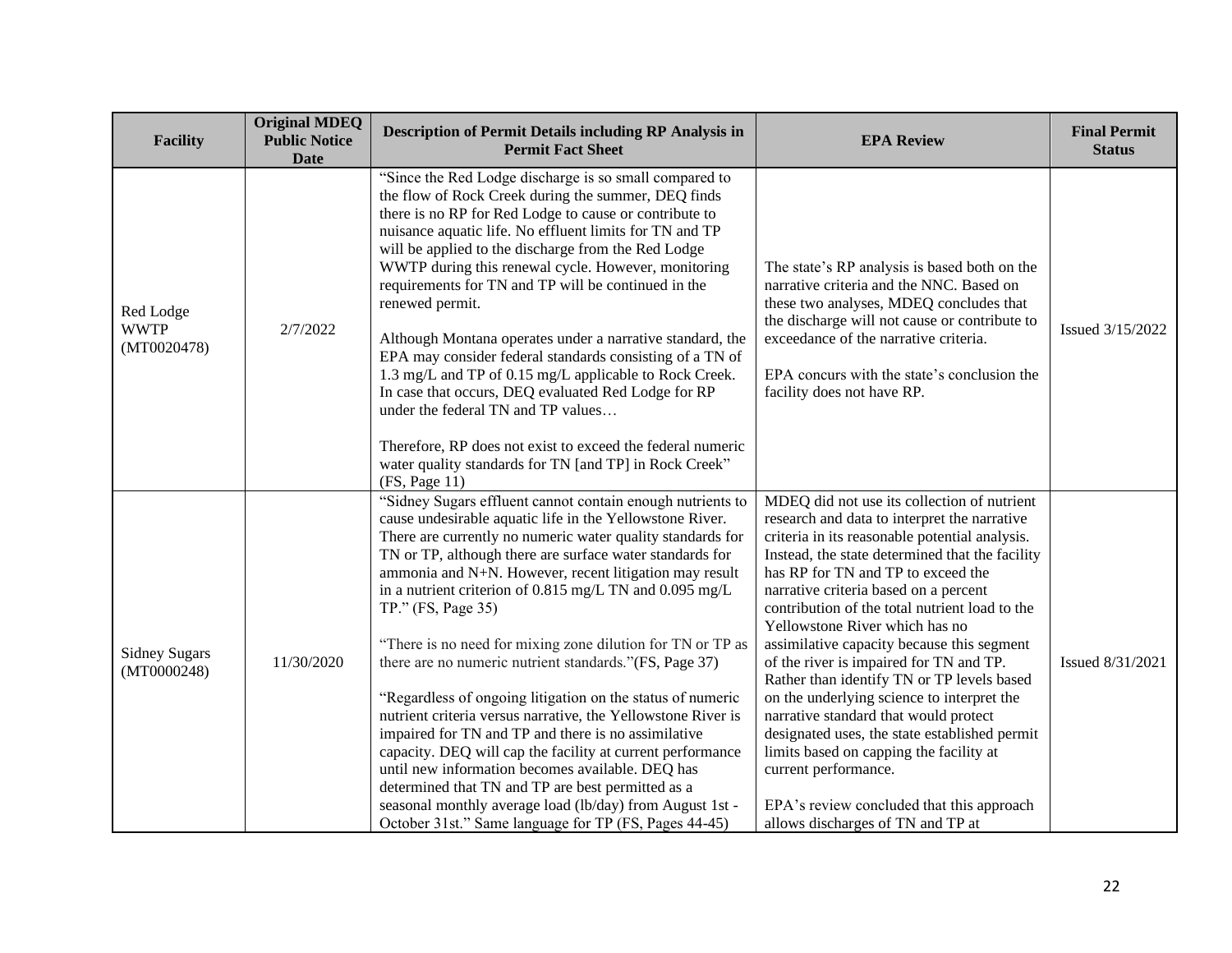| Facility | Original MDEQ Public Notice Date | Description of Permit Details including RP Analysis in Permit Fact Sheet | EPA Review | Final Permit Status |
|---|---|---|---|---|
| Red Lodge WWTP (MT0020478) | 2/7/2022 | "Since the Red Lodge discharge is so small compared to the flow of Rock Creek during the summer, DEQ finds there is no RP for Red Lodge to cause or contribute to nuisance aquatic life. No effluent limits for TN and TP will be applied to the discharge from the Red Lodge WWTP during this renewal cycle. However, monitoring requirements for TN and TP will be continued in the renewed permit.<br><br>Although Montana operates under a narrative standard, the EPA may consider federal standards consisting of a TN of 1.3 mg/L and TP of 0.15 mg/L applicable to Rock Creek. In case that occurs, DEQ evaluated Red Lodge for RP under the federal TN and TP values…<br><br>Therefore, RP does not exist to exceed the federal numeric water quality standards for TN [and TP] in Rock Creek" (FS, Page 11) | The state's RP analysis is based both on the narrative criteria and the NNC. Based on these two analyses, MDEQ concludes that the discharge will not cause or contribute to exceedance of the narrative criteria.<br><br>EPA concurs with the state's conclusion the facility does not have RP. | Issued 3/15/2022 |
| Sidney Sugars (MT0000248) | 11/30/2020 | "Sidney Sugars effluent cannot contain enough nutrients to cause undesirable aquatic life in the Yellowstone River. There are currently no numeric water quality standards for TN or TP, although there are surface water standards for ammonia and N+N. However, recent litigation may result in a nutrient criterion of 0.815 mg/L TN and 0.095 mg/L TP." (FS, Page 35)<br><br>"There is no need for mixing zone dilution for TN or TP as there are no numeric nutrient standards."(FS, Page 37)<br><br>"Regardless of ongoing litigation on the status of numeric nutrient criteria versus narrative, the Yellowstone River is impaired for TN and TP and there is no assimilative capacity. DEQ will cap the facility at current performance until new information becomes available. DEQ has determined that TN and TP are best permitted as a seasonal monthly average load (lb/day) from August 1st - October 31st." Same language for TP (FS, Pages 44-45) | MDEQ did not use its collection of nutrient research and data to interpret the narrative criteria in its reasonable potential analysis. Instead, the state determined that the facility has RP for TN and TP to exceed the narrative criteria based on a percent contribution of the total nutrient load to the Yellowstone River which has no assimilative capacity because this segment of the river is impaired for TN and TP. Rather than identify TN or TP levels based on the underlying science to interpret the narrative standard that would protect designated uses, the state established permit limits based on capping the facility at current performance.<br><br>EPA's review concluded that this approach allows discharges of TN and TP at | Issued 8/31/2021 |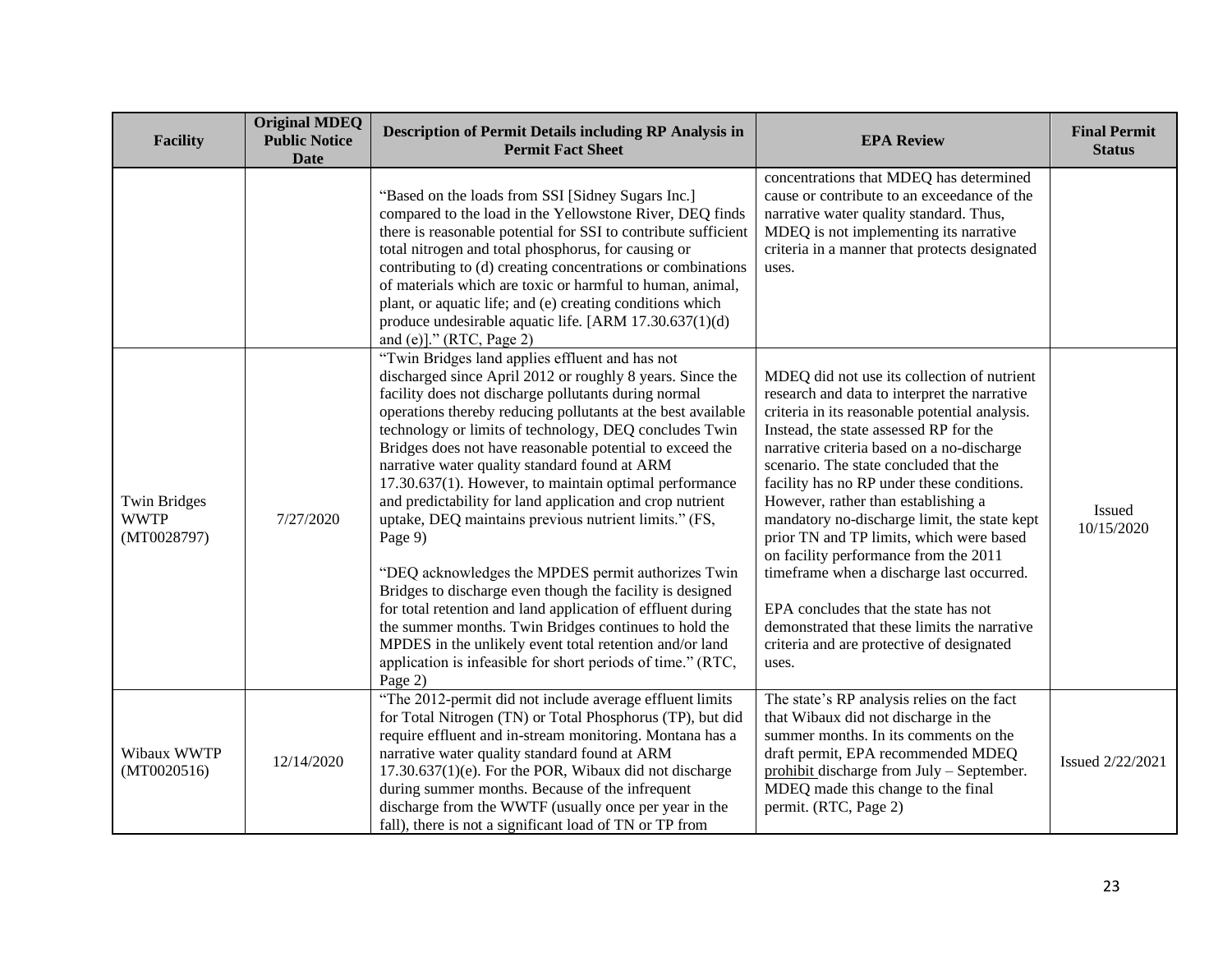| Facility | Original MDEQ Public Notice Date | Description of Permit Details including RP Analysis in Permit Fact Sheet | EPA Review | Final Permit Status |
|---|---|---|---|---|
| | | "Based on the loads from SSI [Sidney Sugars Inc.] compared to the load in the Yellowstone River, DEQ finds there is reasonable potential for SSI to contribute sufficient total nitrogen and total phosphorus, for causing or contributing to (d) creating concentrations or combinations of materials which are toxic or harmful to human, animal, plant, or aquatic life; and (e) creating conditions which produce undesirable aquatic life. [ARM 17.30.637(1)(d) and (e)]." (RTC, Page 2) | concentrations that MDEQ has determined cause or contribute to an exceedance of the narrative water quality standard. Thus, MDEQ is not implementing its narrative criteria in a manner that protects designated uses. | |
| Twin Bridges WWTP (MT0028797) | 7/27/2020 | "Twin Bridges land applies effluent and has not discharged since April 2012 or roughly 8 years. Since the facility does not discharge pollutants during normal operations thereby reducing pollutants at the best available technology or limits of technology, DEQ concludes Twin Bridges does not have reasonable potential to exceed the narrative water quality standard found at ARM 17.30.637(1). However, to maintain optimal performance and predictability for land application and crop nutrient uptake, DEQ maintains previous nutrient limits." (FS, Page 9)<br><br>"DEQ acknowledges the MPDES permit authorizes Twin Bridges to discharge even though the facility is designed for total retention and land application of effluent during the summer months. Twin Bridges continues to hold the MPDES in the unlikely event total retention and/or land application is infeasible for short periods of time." (RTC, Page 2) | MDEQ did not use its collection of nutrient research and data to interpret the narrative criteria in its reasonable potential analysis. Instead, the state assessed RP for the narrative criteria based on a no-discharge scenario. The state concluded that the facility has no RP under these conditions. However, rather than establishing a mandatory no-discharge limit, the state kept prior TN and TP limits, which were based on facility performance from the 2011 timeframe when a discharge last occurred.<br><br>EPA concludes that the state has not demonstrated that these limits the narrative criteria and are protective of designated uses. | Issued 10/15/2020 |
| Wibaux WWTP (MT0020516) | 12/14/2020 | "The 2012-permit did not include average effluent limits for Total Nitrogen (TN) or Total Phosphorus (TP), but did require effluent and in-stream monitoring. Montana has a narrative water quality standard found at ARM 17.30.637(1)(e). For the POR, Wibaux did not discharge during summer months. Because of the infrequent discharge from the WWTF (usually once per year in the fall), there is not a significant load of TN or TP from | The state's RP analysis relies on the fact that Wibaux did not discharge in the summer months. In its comments on the draft permit, EPA recommended MDEQ prohibit discharge from July – September. MDEQ made this change to the final permit. (RTC, Page 2) | Issued 2/22/2021 |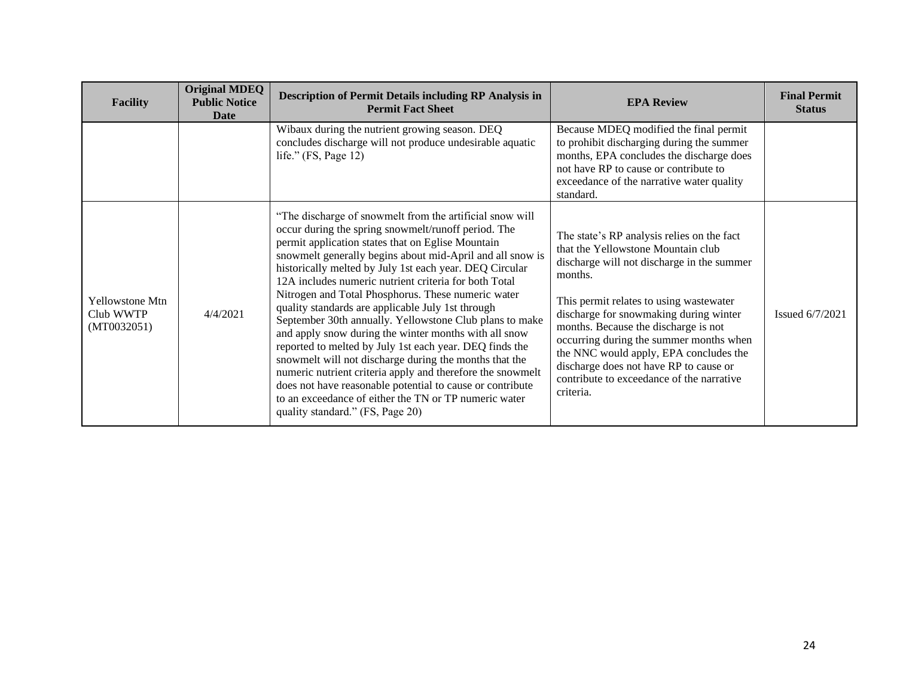| Facility | Original MDEQ Public Notice Date | Description of Permit Details including RP Analysis in Permit Fact Sheet | EPA Review | Final Permit Status |
|---|---|---|---|---|
| | | Wibaux during the nutrient growing season. DEQ concludes discharge will not produce undesirable aquatic life." (FS, Page 12) | Because MDEQ modified the final permit to prohibit discharging during the summer months, EPA concludes the discharge does not have RP to cause or contribute to exceedance of the narrative water quality standard. | |
| Yellowstone Mtn Club WWTP (MT0032051) | 4/4/2021 | "The discharge of snowmelt from the artificial snow will occur during the spring snowmelt/runoff period. The permit application states that on Eglise Mountain snowmelt generally begins about mid-April and all snow is historically melted by July 1st each year. DEQ Circular 12A includes numeric nutrient criteria for both Total Nitrogen and Total Phosphorus. These numeric water quality standards are applicable July 1st through September 30th annually. Yellowstone Club plans to make and apply snow during the winter months with all snow reported to melted by July 1st each year. DEQ finds the snowmelt will not discharge during the months that the numeric nutrient criteria apply and therefore the snowmelt does not have reasonable potential to cause or contribute to an exceedance of either the TN or TP numeric water quality standard." (FS, Page 20) | The state's RP analysis relies on the fact that the Yellowstone Mountain club discharge will not discharge in the summer months.<br><br>This permit relates to using wastewater discharge for snowmaking during winter months. Because the discharge is not occurring during the summer months when the NNC would apply, EPA concludes the discharge does not have RP to cause or contribute to exceedance of the narrative criteria. | Issued 6/7/2021 |